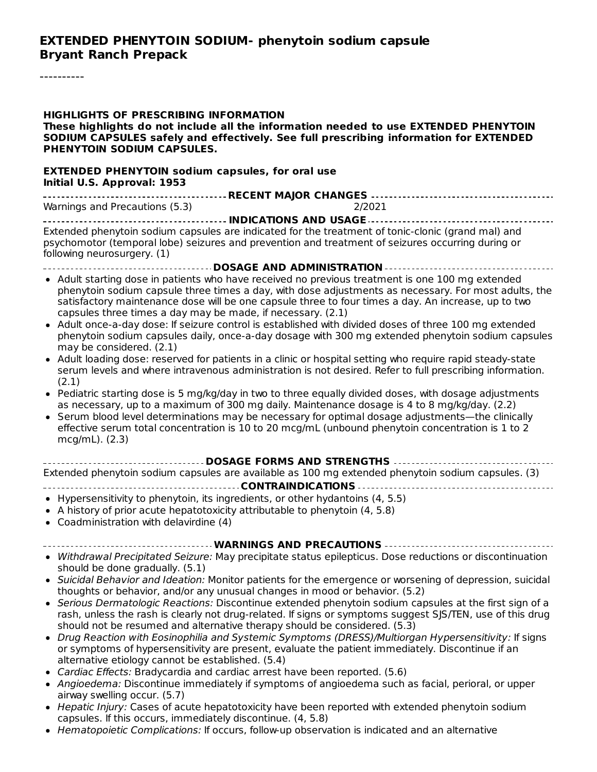# EXTENDED PHENYTOIN SODIUM- phenytoin sodium capsule
## Bryant Ranch Prepack

----------

**HIGHLIGHTS OF PRESCRIBING INFORMATION**
**These highlights do not include all the information needed to use EXTENDED PHENYTOIN SODIUM CAPSULES safely and effectively. See full prescribing information for EXTENDED PHENYTOIN SODIUM CAPSULES.**

**EXTENDED PHENYTOIN sodium capsules, for oral use**
**Initial U.S. Approval: 1953**

**RECENT MAJOR CHANGES**

Warnings and Precautions (5.3) 2/2021

**INDICATIONS AND USAGE**

Extended phenytoin sodium capsules are indicated for the treatment of tonic-clonic (grand mal) and psychomotor (temporal lobe) seizures and prevention and treatment of seizures occurring during or following neurosurgery. (1)

**DOSAGE AND ADMINISTRATION**

- Adult starting dose in patients who have received no previous treatment is one 100 mg extended phenytoin sodium capsule three times a day, with dose adjustments as necessary. For most adults, the satisfactory maintenance dose will be one capsule three to four times a day. An increase, up to two capsules three times a day may be made, if necessary. (2.1)
- Adult once-a-day dose: If seizure control is established with divided doses of three 100 mg extended phenytoin sodium capsules daily, once-a-day dosage with 300 mg extended phenytoin sodium capsules may be considered. (2.1)
- Adult loading dose: reserved for patients in a clinic or hospital setting who require rapid steady-state serum levels and where intravenous administration is not desired. Refer to full prescribing information. (2.1)
- Pediatric starting dose is 5 mg/kg/day in two to three equally divided doses, with dosage adjustments as necessary, up to a maximum of 300 mg daily. Maintenance dosage is 4 to 8 mg/kg/day. (2.2)
- Serum blood level determinations may be necessary for optimal dosage adjustments—the clinically effective serum total concentration is 10 to 20 mcg/mL (unbound phenytoin concentration is 1 to 2 mcg/mL). (2.3)

**DOSAGE FORMS AND STRENGTHS**

Extended phenytoin sodium capsules are available as 100 mg extended phenytoin sodium capsules. (3)

**CONTRAINDICATIONS**

- Hypersensitivity to phenytoin, its ingredients, or other hydantoins (4, 5.5)
- A history of prior acute hepatotoxicity attributable to phenytoin (4, 5.8)
- Coadministration with delavirdine (4)

**WARNINGS AND PRECAUTIONS**

- *Withdrawal Precipitated Seizure:* May precipitate status epilepticus. Dose reductions or discontinuation should be done gradually. (5.1)
- *Suicidal Behavior and Ideation:* Monitor patients for the emergence or worsening of depression, suicidal thoughts or behavior, and/or any unusual changes in mood or behavior. (5.2)
- *Serious Dermatologic Reactions:* Discontinue extended phenytoin sodium capsules at the first sign of a rash, unless the rash is clearly not drug-related. If signs or symptoms suggest SJS/TEN, use of this drug should not be resumed and alternative therapy should be considered. (5.3)
- *Drug Reaction with Eosinophilia and Systemic Symptoms (DRESS)/Multiorgan Hypersensitivity:* If signs or symptoms of hypersensitivity are present, evaluate the patient immediately. Discontinue if an alternative etiology cannot be established. (5.4)
- *Cardiac Effects:* Bradycardia and cardiac arrest have been reported. (5.6)
- *Angioedema:* Discontinue immediately if symptoms of angioedema such as facial, perioral, or upper airway swelling occur. (5.7)
- *Hepatic Injury:* Cases of acute hepatotoxicity have been reported with extended phenytoin sodium capsules. If this occurs, immediately discontinue. (4, 5.8)
- *Hematopoietic Complications:* If occurs, follow-up observation is indicated and an alternative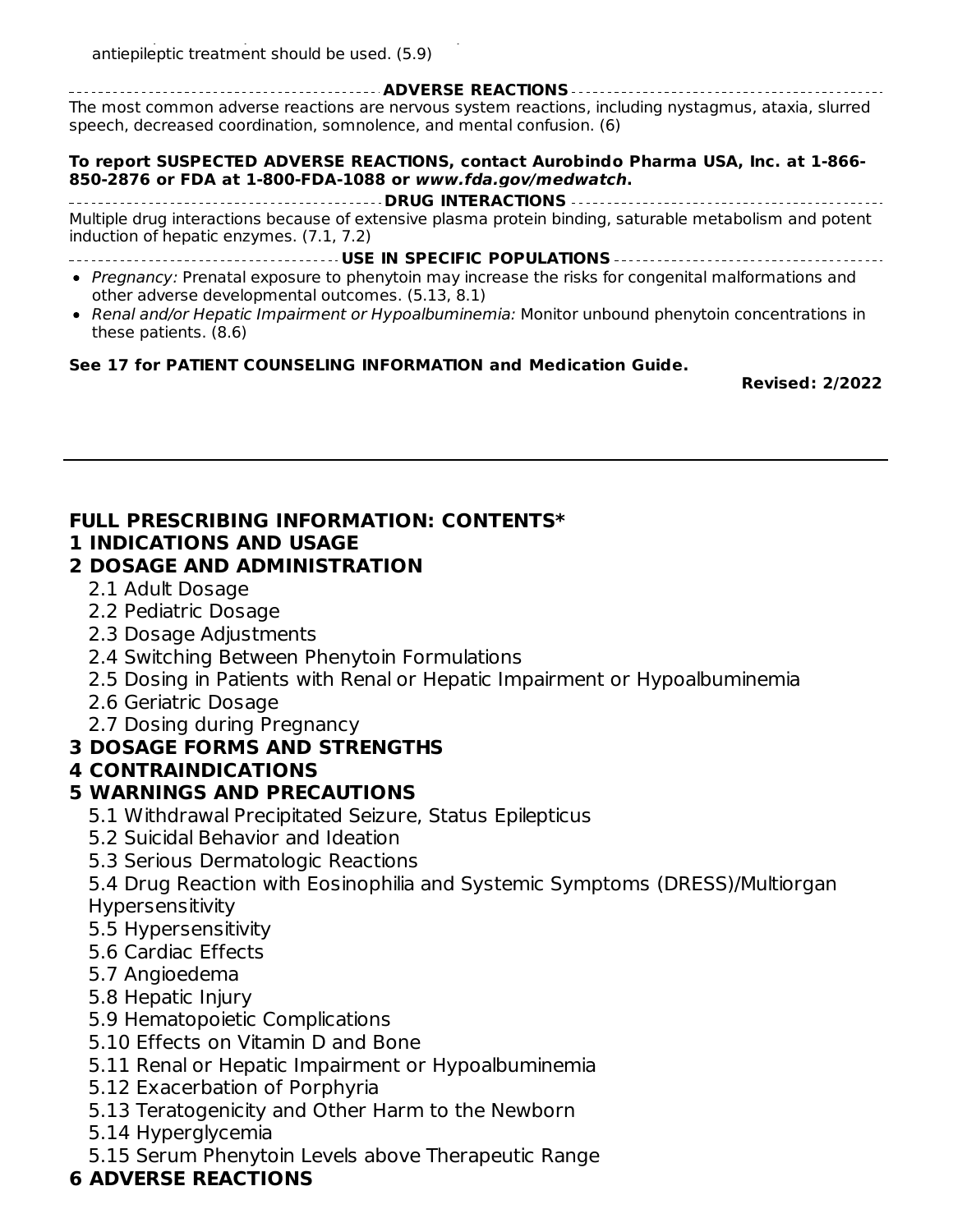antiepileptic treatment should be used. (5.9)

**ADVERSE REACTIONS**

The most common adverse reactions are nervous system reactions, including nystagmus, ataxia, slurred speech, decreased coordination, somnolence, and mental confusion. (6)

**To report SUSPECTED ADVERSE REACTIONS, contact Aurobindo Pharma USA, Inc. at 1-866-850-2876 or FDA at 1-800-FDA-1088 or *www.fda.gov/medwatch*.**

**DRUG INTERACTIONS**

Multiple drug interactions because of extensive plasma protein binding, saturable metabolism and potent induction of hepatic enzymes. (7.1, 7.2)

**USE IN SPECIFIC POPULATIONS**

- *Pregnancy:* Prenatal exposure to phenytoin may increase the risks for congenital malformations and other adverse developmental outcomes. (5.13, 8.1)
- *Renal and/or Hepatic Impairment or Hypoalbuminemia:* Monitor unbound phenytoin concentrations in these patients. (8.6)

**See 17 for PATIENT COUNSELING INFORMATION and Medication Guide.**

**Revised: 2/2022**

---

## FULL PRESCRIBING INFORMATION: CONTENTS*

**1 INDICATIONS AND USAGE**

**2 DOSAGE AND ADMINISTRATION**

- 2.1 Adult Dosage
- 2.2 Pediatric Dosage
- 2.3 Dosage Adjustments
- 2.4 Switching Between Phenytoin Formulations
- 2.5 Dosing in Patients with Renal or Hepatic Impairment or Hypoalbuminemia
- 2.6 Geriatric Dosage
- 2.7 Dosing during Pregnancy

**3 DOSAGE FORMS AND STRENGTHS**

**4 CONTRAINDICATIONS**

**5 WARNINGS AND PRECAUTIONS**

- 5.1 Withdrawal Precipitated Seizure, Status Epilepticus
- 5.2 Suicidal Behavior and Ideation
- 5.3 Serious Dermatologic Reactions
- 5.4 Drug Reaction with Eosinophilia and Systemic Symptoms (DRESS)/Multiorgan Hypersensitivity
- 5.5 Hypersensitivity
- 5.6 Cardiac Effects
- 5.7 Angioedema
- 5.8 Hepatic Injury
- 5.9 Hematopoietic Complications
- 5.10 Effects on Vitamin D and Bone
- 5.11 Renal or Hepatic Impairment or Hypoalbuminemia
- 5.12 Exacerbation of Porphyria
- 5.13 Teratogenicity and Other Harm to the Newborn
- 5.14 Hyperglycemia
- 5.15 Serum Phenytoin Levels above Therapeutic Range

**6 ADVERSE REACTIONS**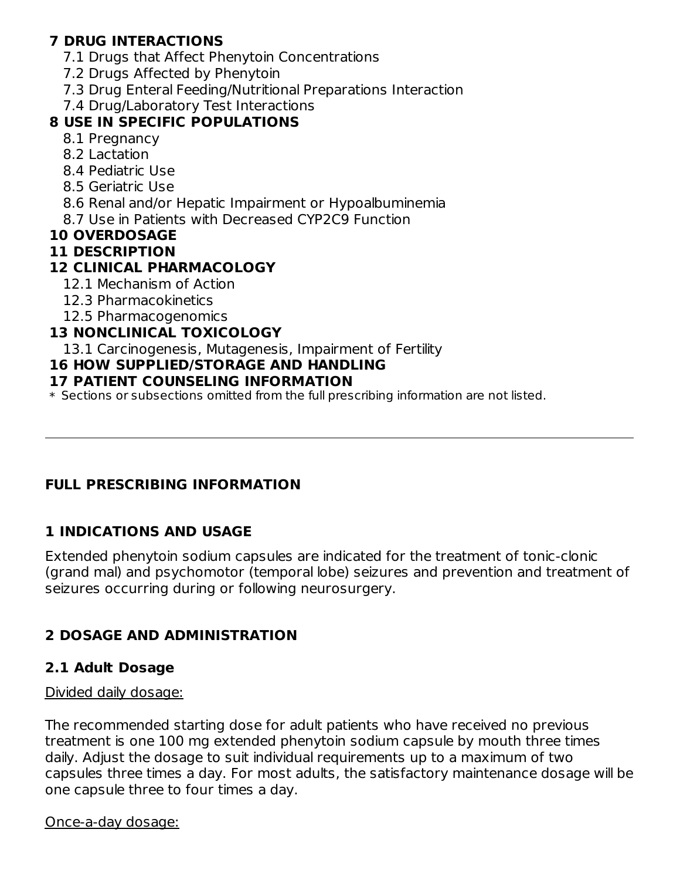**7 DRUG INTERACTIONS**

7.1 Drugs that Affect Phenytoin Concentrations

7.2 Drugs Affected by Phenytoin

7.3 Drug Enteral Feeding/Nutritional Preparations Interaction

7.4 Drug/Laboratory Test Interactions

**8 USE IN SPECIFIC POPULATIONS**

8.1 Pregnancy

8.2 Lactation

8.4 Pediatric Use

8.5 Geriatric Use

8.6 Renal and/or Hepatic Impairment or Hypoalbuminemia

8.7 Use in Patients with Decreased CYP2C9 Function

**10 OVERDOSAGE**

**11 DESCRIPTION**

**12 CLINICAL PHARMACOLOGY**

12.1 Mechanism of Action

12.3 Pharmacokinetics

12.5 Pharmacogenomics

**13 NONCLINICAL TOXICOLOGY**

13.1 Carcinogenesis, Mutagenesis, Impairment of Fertility

**16 HOW SUPPLIED/STORAGE AND HANDLING**

**17 PATIENT COUNSELING INFORMATION**

* Sections or subsections omitted from the full prescribing information are not listed.

---

## FULL PRESCRIBING INFORMATION

## 1 INDICATIONS AND USAGE

Extended phenytoin sodium capsules are indicated for the treatment of tonic-clonic (grand mal) and psychomotor (temporal lobe) seizures and prevention and treatment of seizures occurring during or following neurosurgery.

## 2 DOSAGE AND ADMINISTRATION

### 2.1 Adult Dosage

Divided daily dosage:

The recommended starting dose for adult patients who have received no previous treatment is one 100 mg extended phenytoin sodium capsule by mouth three times daily. Adjust the dosage to suit individual requirements up to a maximum of two capsules three times a day. For most adults, the satisfactory maintenance dosage will be one capsule three to four times a day.

Once-a-day dosage: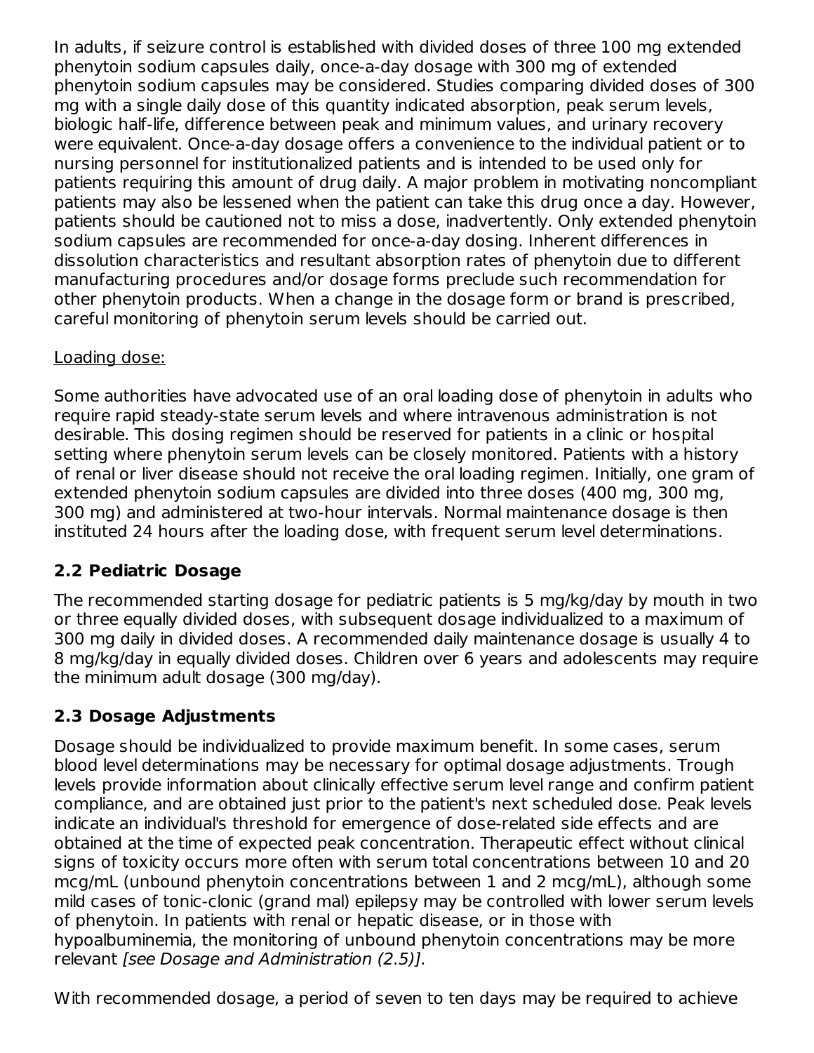In adults, if seizure control is established with divided doses of three 100 mg extended phenytoin sodium capsules daily, once-a-day dosage with 300 mg of extended phenytoin sodium capsules may be considered. Studies comparing divided doses of 300 mg with a single daily dose of this quantity indicated absorption, peak serum levels, biologic half-life, difference between peak and minimum values, and urinary recovery were equivalent. Once-a-day dosage offers a convenience to the individual patient or to nursing personnel for institutionalized patients and is intended to be used only for patients requiring this amount of drug daily. A major problem in motivating noncompliant patients may also be lessened when the patient can take this drug once a day. However, patients should be cautioned not to miss a dose, inadvertently. Only extended phenytoin sodium capsules are recommended for once-a-day dosing. Inherent differences in dissolution characteristics and resultant absorption rates of phenytoin due to different manufacturing procedures and/or dosage forms preclude such recommendation for other phenytoin products. When a change in the dosage form or brand is prescribed, careful monitoring of phenytoin serum levels should be carried out.

<u>Loading dose:</u>

Some authorities have advocated use of an oral loading dose of phenytoin in adults who require rapid steady-state serum levels and where intravenous administration is not desirable. This dosing regimen should be reserved for patients in a clinic or hospital setting where phenytoin serum levels can be closely monitored. Patients with a history of renal or liver disease should not receive the oral loading regimen. Initially, one gram of extended phenytoin sodium capsules are divided into three doses (400 mg, 300 mg, 300 mg) and administered at two-hour intervals. Normal maintenance dosage is then instituted 24 hours after the loading dose, with frequent serum level determinations.

### 2.2 Pediatric Dosage

The recommended starting dosage for pediatric patients is 5 mg/kg/day by mouth in two or three equally divided doses, with subsequent dosage individualized to a maximum of 300 mg daily in divided doses. A recommended daily maintenance dosage is usually 4 to 8 mg/kg/day in equally divided doses. Children over 6 years and adolescents may require the minimum adult dosage (300 mg/day).

### 2.3 Dosage Adjustments

Dosage should be individualized to provide maximum benefit. In some cases, serum blood level determinations may be necessary for optimal dosage adjustments. Trough levels provide information about clinically effective serum level range and confirm patient compliance, and are obtained just prior to the patient's next scheduled dose. Peak levels indicate an individual's threshold for emergence of dose-related side effects and are obtained at the time of expected peak concentration. Therapeutic effect without clinical signs of toxicity occurs more often with serum total concentrations between 10 and 20 mcg/mL (unbound phenytoin concentrations between 1 and 2 mcg/mL), although some mild cases of tonic-clonic (grand mal) epilepsy may be controlled with lower serum levels of phenytoin. In patients with renal or hepatic disease, or in those with hypoalbuminemia, the monitoring of unbound phenytoin concentrations may be more relevant *[see Dosage and Administration (2.5)].*

With recommended dosage, a period of seven to ten days may be required to achieve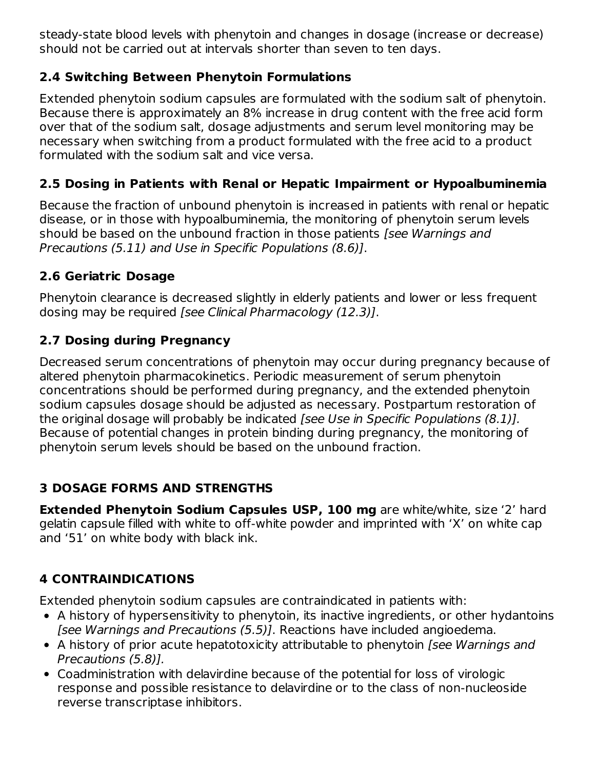steady-state blood levels with phenytoin and changes in dosage (increase or decrease) should not be carried out at intervals shorter than seven to ten days.

### 2.4 Switching Between Phenytoin Formulations

Extended phenytoin sodium capsules are formulated with the sodium salt of phenytoin. Because there is approximately an 8% increase in drug content with the free acid form over that of the sodium salt, dosage adjustments and serum level monitoring may be necessary when switching from a product formulated with the free acid to a product formulated with the sodium salt and vice versa.

### 2.5 Dosing in Patients with Renal or Hepatic Impairment or Hypoalbuminemia

Because the fraction of unbound phenytoin is increased in patients with renal or hepatic disease, or in those with hypoalbuminemia, the monitoring of phenytoin serum levels should be based on the unbound fraction in those patients *[see Warnings and Precautions (5.11) and Use in Specific Populations (8.6)]*.

### 2.6 Geriatric Dosage

Phenytoin clearance is decreased slightly in elderly patients and lower or less frequent dosing may be required *[see Clinical Pharmacology (12.3)]*.

### 2.7 Dosing during Pregnancy

Decreased serum concentrations of phenytoin may occur during pregnancy because of altered phenytoin pharmacokinetics. Periodic measurement of serum phenytoin concentrations should be performed during pregnancy, and the extended phenytoin sodium capsules dosage should be adjusted as necessary. Postpartum restoration of the original dosage will probably be indicated *[see Use in Specific Populations (8.1)].* Because of potential changes in protein binding during pregnancy, the monitoring of phenytoin serum levels should be based on the unbound fraction.

## 3 DOSAGE FORMS AND STRENGTHS

**Extended Phenytoin Sodium Capsules USP, 100 mg** are white/white, size '2' hard gelatin capsule filled with white to off-white powder and imprinted with 'X' on white cap and '51' on white body with black ink.

## 4 CONTRAINDICATIONS

Extended phenytoin sodium capsules are contraindicated in patients with:

- A history of hypersensitivity to phenytoin, its inactive ingredients, or other hydantoins *[see Warnings and Precautions (5.5)]*. Reactions have included angioedema.
- A history of prior acute hepatotoxicity attributable to phenytoin *[see Warnings and Precautions (5.8)].*
- Coadministration with delavirdine because of the potential for loss of virologic response and possible resistance to delavirdine or to the class of non-nucleoside reverse transcriptase inhibitors.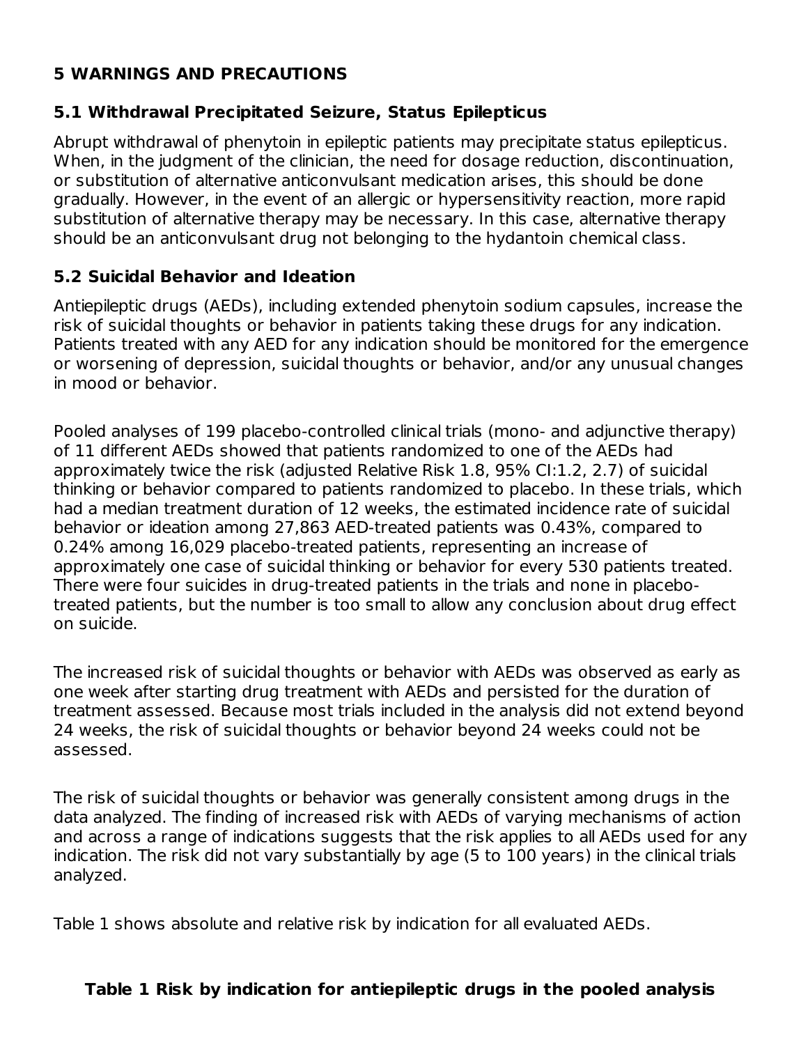## 5 WARNINGS AND PRECAUTIONS

### 5.1 Withdrawal Precipitated Seizure, Status Epilepticus

Abrupt withdrawal of phenytoin in epileptic patients may precipitate status epilepticus. When, in the judgment of the clinician, the need for dosage reduction, discontinuation, or substitution of alternative anticonvulsant medication arises, this should be done gradually. However, in the event of an allergic or hypersensitivity reaction, more rapid substitution of alternative therapy may be necessary. In this case, alternative therapy should be an anticonvulsant drug not belonging to the hydantoin chemical class.

### 5.2 Suicidal Behavior and Ideation

Antiepileptic drugs (AEDs), including extended phenytoin sodium capsules, increase the risk of suicidal thoughts or behavior in patients taking these drugs for any indication. Patients treated with any AED for any indication should be monitored for the emergence or worsening of depression, suicidal thoughts or behavior, and/or any unusual changes in mood or behavior.

Pooled analyses of 199 placebo-controlled clinical trials (mono- and adjunctive therapy) of 11 different AEDs showed that patients randomized to one of the AEDs had approximately twice the risk (adjusted Relative Risk 1.8, 95% CI:1.2, 2.7) of suicidal thinking or behavior compared to patients randomized to placebo. In these trials, which had a median treatment duration of 12 weeks, the estimated incidence rate of suicidal behavior or ideation among 27,863 AED-treated patients was 0.43%, compared to 0.24% among 16,029 placebo-treated patients, representing an increase of approximately one case of suicidal thinking or behavior for every 530 patients treated. There were four suicides in drug-treated patients in the trials and none in placebo-treated patients, but the number is too small to allow any conclusion about drug effect on suicide.

The increased risk of suicidal thoughts or behavior with AEDs was observed as early as one week after starting drug treatment with AEDs and persisted for the duration of treatment assessed. Because most trials included in the analysis did not extend beyond 24 weeks, the risk of suicidal thoughts or behavior beyond 24 weeks could not be assessed.

The risk of suicidal thoughts or behavior was generally consistent among drugs in the data analyzed. The finding of increased risk with AEDs of varying mechanisms of action and across a range of indications suggests that the risk applies to all AEDs used for any indication. The risk did not vary substantially by age (5 to 100 years) in the clinical trials analyzed.

Table 1 shows absolute and relative risk by indication for all evaluated AEDs.

**Table 1 Risk by indication for antiepileptic drugs in the pooled analysis**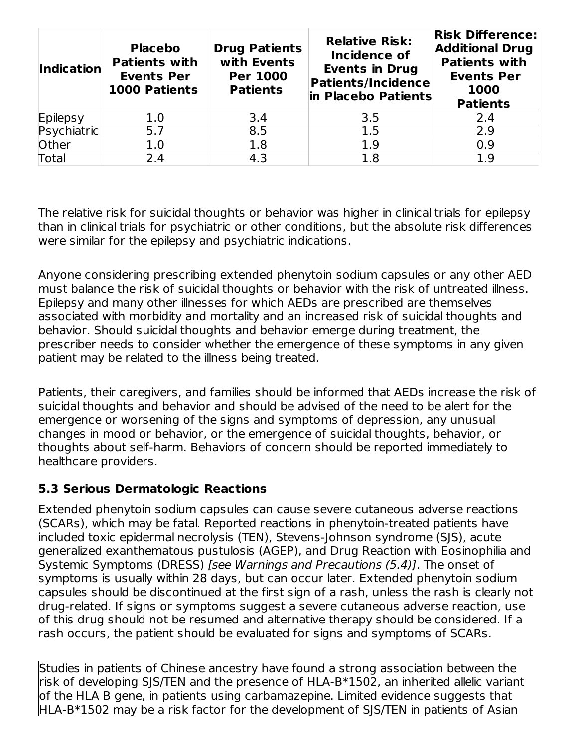| Indication | Placebo Patients with Events Per 1000 Patients | Drug Patients with Events Per 1000 Patients | Relative Risk: Incidence of Events in Drug Patients/Incidence in Placebo Patients | Risk Difference: Additional Drug Patients with Events Per 1000 Patients |
|---|---|---|---|---|
| Epilepsy | 1.0 | 3.4 | 3.5 | 2.4 |
| Psychiatric | 5.7 | 8.5 | 1.5 | 2.9 |
| Other | 1.0 | 1.8 | 1.9 | 0.9 |
| Total | 2.4 | 4.3 | 1.8 | 1.9 |

The relative risk for suicidal thoughts or behavior was higher in clinical trials for epilepsy than in clinical trials for psychiatric or other conditions, but the absolute risk differences were similar for the epilepsy and psychiatric indications.

Anyone considering prescribing extended phenytoin sodium capsules or any other AED must balance the risk of suicidal thoughts or behavior with the risk of untreated illness. Epilepsy and many other illnesses for which AEDs are prescribed are themselves associated with morbidity and mortality and an increased risk of suicidal thoughts and behavior. Should suicidal thoughts and behavior emerge during treatment, the prescriber needs to consider whether the emergence of these symptoms in any given patient may be related to the illness being treated.

Patients, their caregivers, and families should be informed that AEDs increase the risk of suicidal thoughts and behavior and should be advised of the need to be alert for the emergence or worsening of the signs and symptoms of depression, any unusual changes in mood or behavior, or the emergence of suicidal thoughts, behavior, or thoughts about self-harm. Behaviors of concern should be reported immediately to healthcare providers.

### 5.3 Serious Dermatologic Reactions

Extended phenytoin sodium capsules can cause severe cutaneous adverse reactions (SCARs), which may be fatal. Reported reactions in phenytoin-treated patients have included toxic epidermal necrolysis (TEN), Stevens-Johnson syndrome (SJS), acute generalized exanthematous pustulosis (AGEP), and Drug Reaction with Eosinophilia and Systemic Symptoms (DRESS) *[see Warnings and Precautions (5.4)]*. The onset of symptoms is usually within 28 days, but can occur later. Extended phenytoin sodium capsules should be discontinued at the first sign of a rash, unless the rash is clearly not drug-related. If signs or symptoms suggest a severe cutaneous adverse reaction, use of this drug should not be resumed and alternative therapy should be considered. If a rash occurs, the patient should be evaluated for signs and symptoms of SCARs.

Studies in patients of Chinese ancestry have found a strong association between the risk of developing SJS/TEN and the presence of HLA-B*1502, an inherited allelic variant of the HLA B gene, in patients using carbamazepine. Limited evidence suggests that HLA-B*1502 may be a risk factor for the development of SJS/TEN in patients of Asian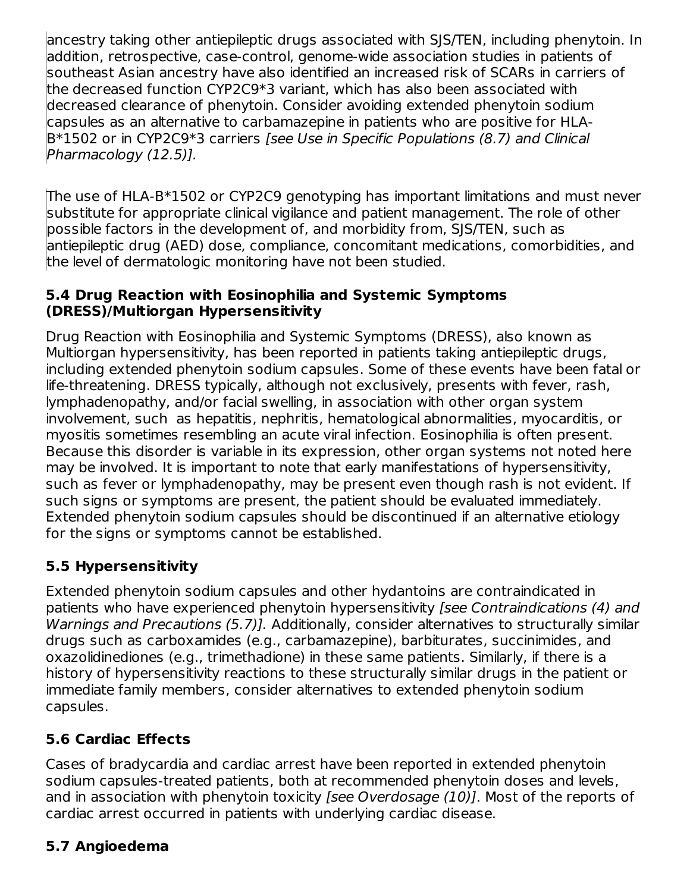ancestry taking other antiepileptic drugs associated with SJS/TEN, including phenytoin. In addition, retrospective, case-control, genome-wide association studies in patients of southeast Asian ancestry have also identified an increased risk of SCARs in carriers of the decreased function CYP2C9*3 variant, which has also been associated with decreased clearance of phenytoin. Consider avoiding extended phenytoin sodium capsules as an alternative to carbamazepine in patients who are positive for HLA-B*1502 or in CYP2C9*3 carriers *[see Use in Specific Populations (8.7) and Clinical Pharmacology (12.5)].*

The use of HLA-B*1502 or CYP2C9 genotyping has important limitations and must never substitute for appropriate clinical vigilance and patient management. The role of other possible factors in the development of, and morbidity from, SJS/TEN, such as antiepileptic drug (AED) dose, compliance, concomitant medications, comorbidities, and the level of dermatologic monitoring have not been studied.

### 5.4 Drug Reaction with Eosinophilia and Systemic Symptoms (DRESS)/Multiorgan Hypersensitivity

Drug Reaction with Eosinophilia and Systemic Symptoms (DRESS), also known as Multiorgan hypersensitivity, has been reported in patients taking antiepileptic drugs, including extended phenytoin sodium capsules. Some of these events have been fatal or life-threatening. DRESS typically, although not exclusively, presents with fever, rash, lymphadenopathy, and/or facial swelling, in association with other organ system involvement, such as hepatitis, nephritis, hematological abnormalities, myocarditis, or myositis sometimes resembling an acute viral infection. Eosinophilia is often present. Because this disorder is variable in its expression, other organ systems not noted here may be involved. It is important to note that early manifestations of hypersensitivity, such as fever or lymphadenopathy, may be present even though rash is not evident. If such signs or symptoms are present, the patient should be evaluated immediately. Extended phenytoin sodium capsules should be discontinued if an alternative etiology for the signs or symptoms cannot be established.

### 5.5 Hypersensitivity

Extended phenytoin sodium capsules and other hydantoins are contraindicated in patients who have experienced phenytoin hypersensitivity *[see Contraindications (4) and Warnings and Precautions (5.7)].* Additionally, consider alternatives to structurally similar drugs such as carboxamides (e.g., carbamazepine), barbiturates, succinimides, and oxazolidinediones (e.g., trimethadione) in these same patients. Similarly, if there is a history of hypersensitivity reactions to these structurally similar drugs in the patient or immediate family members, consider alternatives to extended phenytoin sodium capsules.

### 5.6 Cardiac Effects

Cases of bradycardia and cardiac arrest have been reported in extended phenytoin sodium capsules-treated patients, both at recommended phenytoin doses and levels, and in association with phenytoin toxicity *[see Overdosage (10)]*. Most of the reports of cardiac arrest occurred in patients with underlying cardiac disease.

### 5.7 Angioedema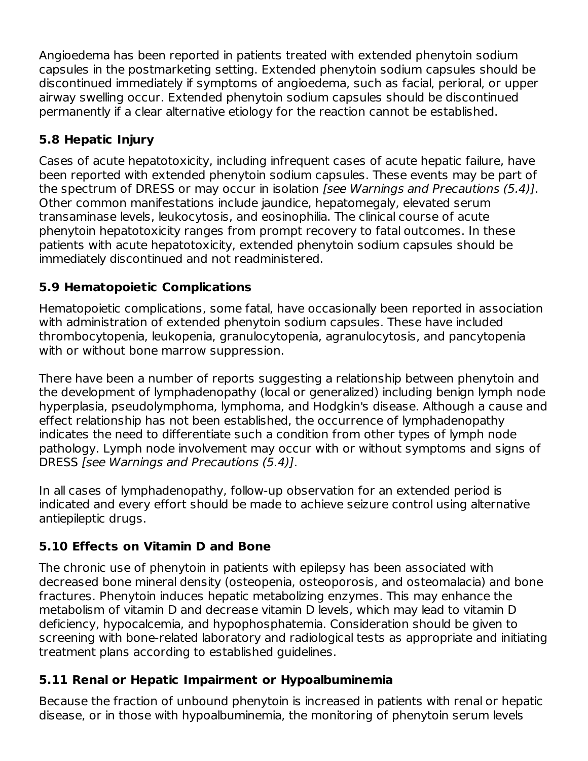Angioedema has been reported in patients treated with extended phenytoin sodium capsules in the postmarketing setting. Extended phenytoin sodium capsules should be discontinued immediately if symptoms of angioedema, such as facial, perioral, or upper airway swelling occur. Extended phenytoin sodium capsules should be discontinued permanently if a clear alternative etiology for the reaction cannot be established.

### 5.8 Hepatic Injury

Cases of acute hepatotoxicity, including infrequent cases of acute hepatic failure, have been reported with extended phenytoin sodium capsules. These events may be part of the spectrum of DRESS or may occur in isolation *[see Warnings and Precautions (5.4)]*. Other common manifestations include jaundice, hepatomegaly, elevated serum transaminase levels, leukocytosis, and eosinophilia. The clinical course of acute phenytoin hepatotoxicity ranges from prompt recovery to fatal outcomes. In these patients with acute hepatotoxicity, extended phenytoin sodium capsules should be immediately discontinued and not readministered.

### 5.9 Hematopoietic Complications

Hematopoietic complications, some fatal, have occasionally been reported in association with administration of extended phenytoin sodium capsules. These have included thrombocytopenia, leukopenia, granulocytopenia, agranulocytosis, and pancytopenia with or without bone marrow suppression.

There have been a number of reports suggesting a relationship between phenytoin and the development of lymphadenopathy (local or generalized) including benign lymph node hyperplasia, pseudolymphoma, lymphoma, and Hodgkin's disease. Although a cause and effect relationship has not been established, the occurrence of lymphadenopathy indicates the need to differentiate such a condition from other types of lymph node pathology. Lymph node involvement may occur with or without symptoms and signs of DRESS *[see Warnings and Precautions (5.4)]*.

In all cases of lymphadenopathy, follow-up observation for an extended period is indicated and every effort should be made to achieve seizure control using alternative antiepileptic drugs.

### 5.10 Effects on Vitamin D and Bone

The chronic use of phenytoin in patients with epilepsy has been associated with decreased bone mineral density (osteopenia, osteoporosis, and osteomalacia) and bone fractures. Phenytoin induces hepatic metabolizing enzymes. This may enhance the metabolism of vitamin D and decrease vitamin D levels, which may lead to vitamin D deficiency, hypocalcemia, and hypophosphatemia. Consideration should be given to screening with bone-related laboratory and radiological tests as appropriate and initiating treatment plans according to established guidelines.

### 5.11 Renal or Hepatic Impairment or Hypoalbuminemia

Because the fraction of unbound phenytoin is increased in patients with renal or hepatic disease, or in those with hypoalbuminemia, the monitoring of phenytoin serum levels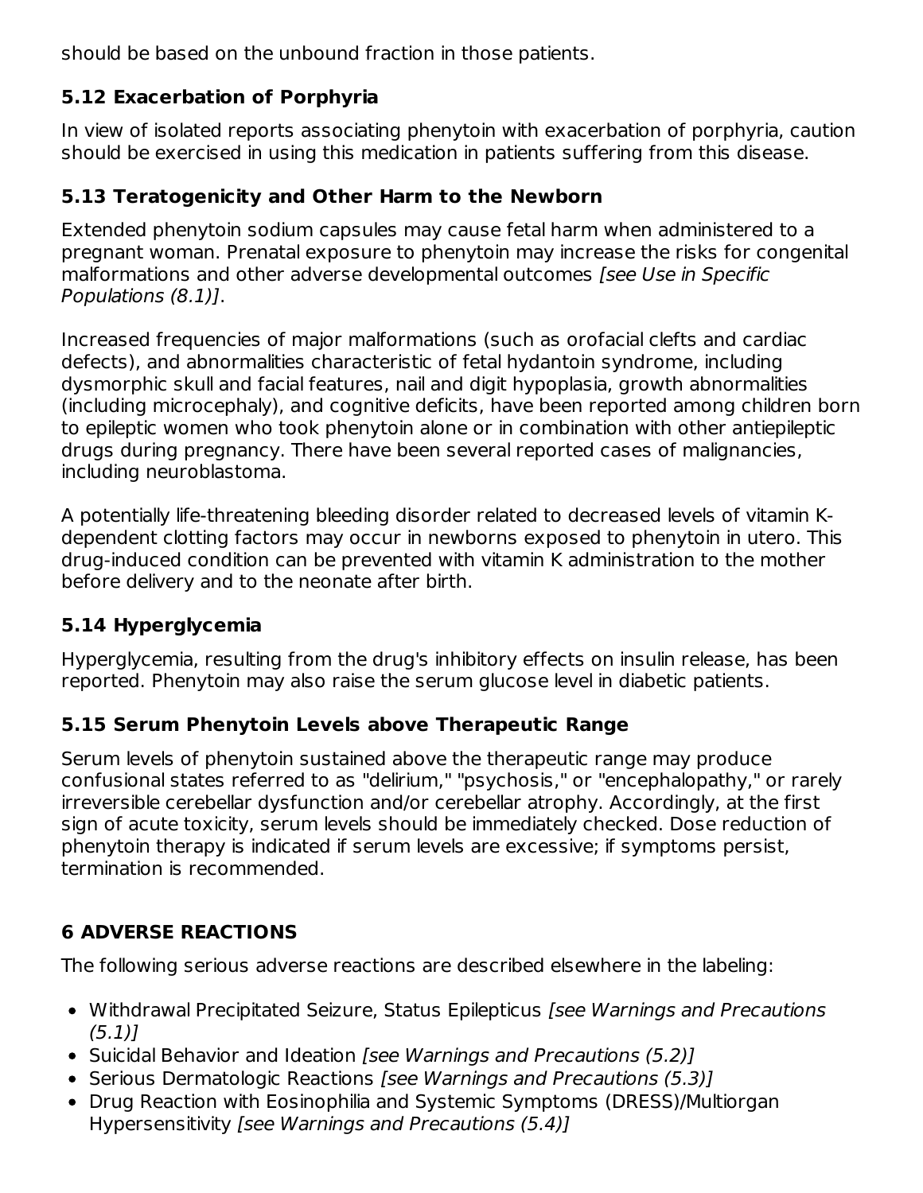should be based on the unbound fraction in those patients.

### 5.12 Exacerbation of Porphyria

In view of isolated reports associating phenytoin with exacerbation of porphyria, caution should be exercised in using this medication in patients suffering from this disease.

### 5.13 Teratogenicity and Other Harm to the Newborn

Extended phenytoin sodium capsules may cause fetal harm when administered to a pregnant woman. Prenatal exposure to phenytoin may increase the risks for congenital malformations and other adverse developmental outcomes *[see Use in Specific Populations (8.1)]*.

Increased frequencies of major malformations (such as orofacial clefts and cardiac defects), and abnormalities characteristic of fetal hydantoin syndrome, including dysmorphic skull and facial features, nail and digit hypoplasia, growth abnormalities (including microcephaly), and cognitive deficits, have been reported among children born to epileptic women who took phenytoin alone or in combination with other antiepileptic drugs during pregnancy. There have been several reported cases of malignancies, including neuroblastoma.

A potentially life-threatening bleeding disorder related to decreased levels of vitamin K-dependent clotting factors may occur in newborns exposed to phenytoin in utero. This drug-induced condition can be prevented with vitamin K administration to the mother before delivery and to the neonate after birth.

### 5.14 Hyperglycemia

Hyperglycemia, resulting from the drug's inhibitory effects on insulin release, has been reported. Phenytoin may also raise the serum glucose level in diabetic patients.

### 5.15 Serum Phenytoin Levels above Therapeutic Range

Serum levels of phenytoin sustained above the therapeutic range may produce confusional states referred to as "delirium," "psychosis," or "encephalopathy," or rarely irreversible cerebellar dysfunction and/or cerebellar atrophy. Accordingly, at the first sign of acute toxicity, serum levels should be immediately checked. Dose reduction of phenytoin therapy is indicated if serum levels are excessive; if symptoms persist, termination is recommended.

## 6 ADVERSE REACTIONS

The following serious adverse reactions are described elsewhere in the labeling:

- Withdrawal Precipitated Seizure, Status Epilepticus *[see Warnings and Precautions (5.1)]*
- Suicidal Behavior and Ideation *[see Warnings and Precautions (5.2)]*
- Serious Dermatologic Reactions *[see Warnings and Precautions (5.3)]*
- Drug Reaction with Eosinophilia and Systemic Symptoms (DRESS)/Multiorgan Hypersensitivity *[see Warnings and Precautions (5.4)]*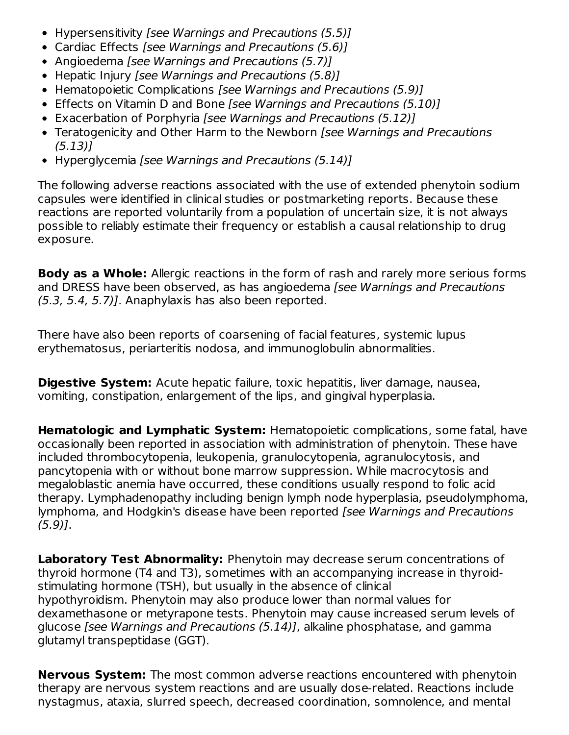- Hypersensitivity *[see Warnings and Precautions (5.5)]*
- Cardiac Effects *[see Warnings and Precautions (5.6)]*
- Angioedema *[see Warnings and Precautions (5.7)]*
- Hepatic Injury *[see Warnings and Precautions (5.8)]*
- Hematopoietic Complications *[see Warnings and Precautions (5.9)]*
- Effects on Vitamin D and Bone *[see Warnings and Precautions (5.10)]*
- Exacerbation of Porphyria *[see Warnings and Precautions (5.12)]*
- Teratogenicity and Other Harm to the Newborn *[see Warnings and Precautions (5.13)]*
- Hyperglycemia *[see Warnings and Precautions (5.14)]*

The following adverse reactions associated with the use of extended phenytoin sodium capsules were identified in clinical studies or postmarketing reports. Because these reactions are reported voluntarily from a population of uncertain size, it is not always possible to reliably estimate their frequency or establish a causal relationship to drug exposure.

**Body as a Whole:** Allergic reactions in the form of rash and rarely more serious forms and DRESS have been observed, as has angioedema *[see Warnings and Precautions (5.3, 5.4, 5.7)]*. Anaphylaxis has also been reported.

There have also been reports of coarsening of facial features, systemic lupus erythematosus, periarteritis nodosa, and immunoglobulin abnormalities.

**Digestive System:** Acute hepatic failure, toxic hepatitis, liver damage, nausea, vomiting, constipation, enlargement of the lips, and gingival hyperplasia.

**Hematologic and Lymphatic System:** Hematopoietic complications, some fatal, have occasionally been reported in association with administration of phenytoin. These have included thrombocytopenia, leukopenia, granulocytopenia, agranulocytosis, and pancytopenia with or without bone marrow suppression. While macrocytosis and megaloblastic anemia have occurred, these conditions usually respond to folic acid therapy. Lymphadenopathy including benign lymph node hyperplasia, pseudolymphoma, lymphoma, and Hodgkin's disease have been reported *[see Warnings and Precautions (5.9)]*.

**Laboratory Test Abnormality:** Phenytoin may decrease serum concentrations of thyroid hormone (T4 and T3), sometimes with an accompanying increase in thyroid-stimulating hormone (TSH), but usually in the absence of clinical hypothyroidism. Phenytoin may also produce lower than normal values for dexamethasone or metyrapone tests. Phenytoin may cause increased serum levels of glucose *[see Warnings and Precautions (5.14)]*, alkaline phosphatase, and gamma glutamyl transpeptidase (GGT).

**Nervous System:** The most common adverse reactions encountered with phenytoin therapy are nervous system reactions and are usually dose-related. Reactions include nystagmus, ataxia, slurred speech, decreased coordination, somnolence, and mental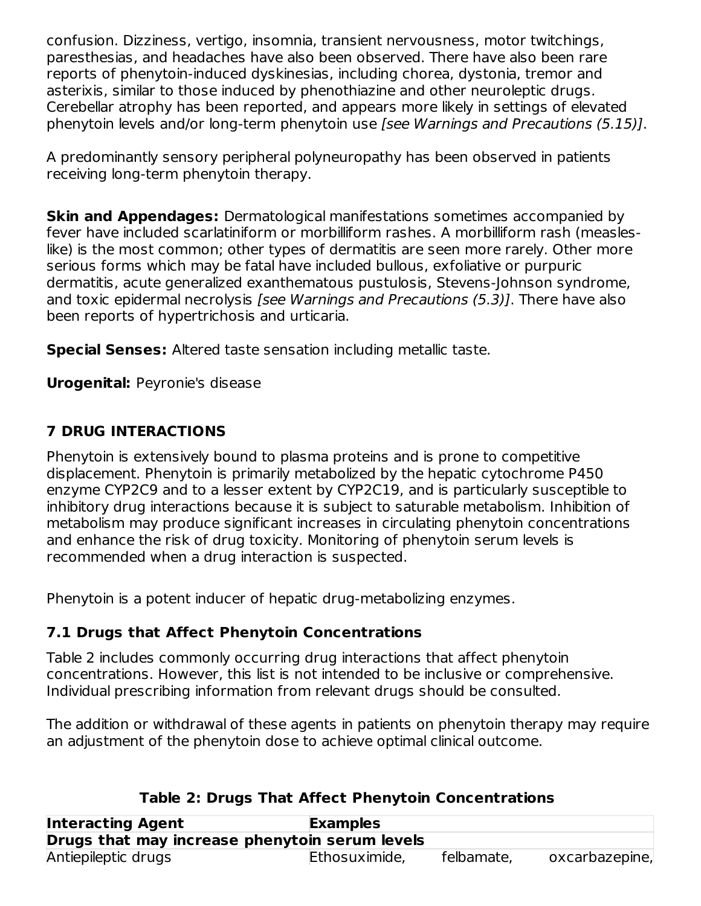confusion. Dizziness, vertigo, insomnia, transient nervousness, motor twitchings, paresthesias, and headaches have also been observed. There have also been rare reports of phenytoin-induced dyskinesias, including chorea, dystonia, tremor and asterixis, similar to those induced by phenothiazine and other neuroleptic drugs. Cerebellar atrophy has been reported, and appears more likely in settings of elevated phenytoin levels and/or long-term phenytoin use *[see Warnings and Precautions (5.15)]*.

A predominantly sensory peripheral polyneuropathy has been observed in patients receiving long-term phenytoin therapy.

**Skin and Appendages:** Dermatological manifestations sometimes accompanied by fever have included scarlatiniform or morbilliform rashes. A morbilliform rash (measles-like) is the most common; other types of dermatitis are seen more rarely. Other more serious forms which may be fatal have included bullous, exfoliative or purpuric dermatitis, acute generalized exanthematous pustulosis, Stevens-Johnson syndrome, and toxic epidermal necrolysis *[see Warnings and Precautions (5.3)]*. There have also been reports of hypertrichosis and urticaria.

**Special Senses:** Altered taste sensation including metallic taste.

**Urogenital:** Peyronie's disease

## 7 DRUG INTERACTIONS

Phenytoin is extensively bound to plasma proteins and is prone to competitive displacement. Phenytoin is primarily metabolized by the hepatic cytochrome P450 enzyme CYP2C9 and to a lesser extent by CYP2C19, and is particularly susceptible to inhibitory drug interactions because it is subject to saturable metabolism. Inhibition of metabolism may produce significant increases in circulating phenytoin concentrations and enhance the risk of drug toxicity. Monitoring of phenytoin serum levels is recommended when a drug interaction is suspected.

Phenytoin is a potent inducer of hepatic drug-metabolizing enzymes.

### 7.1 Drugs that Affect Phenytoin Concentrations

Table 2 includes commonly occurring drug interactions that affect phenytoin concentrations. However, this list is not intended to be inclusive or comprehensive. Individual prescribing information from relevant drugs should be consulted.

The addition or withdrawal of these agents in patients on phenytoin therapy may require an adjustment of the phenytoin dose to achieve optimal clinical outcome.

**Table 2: Drugs That Affect Phenytoin Concentrations**

| Interacting Agent | Examples |
|---|---|
| **Drugs that may increase phenytoin serum levels** | |
| Antiepileptic drugs | Ethosuximide, felbamate, oxcarbazepine, |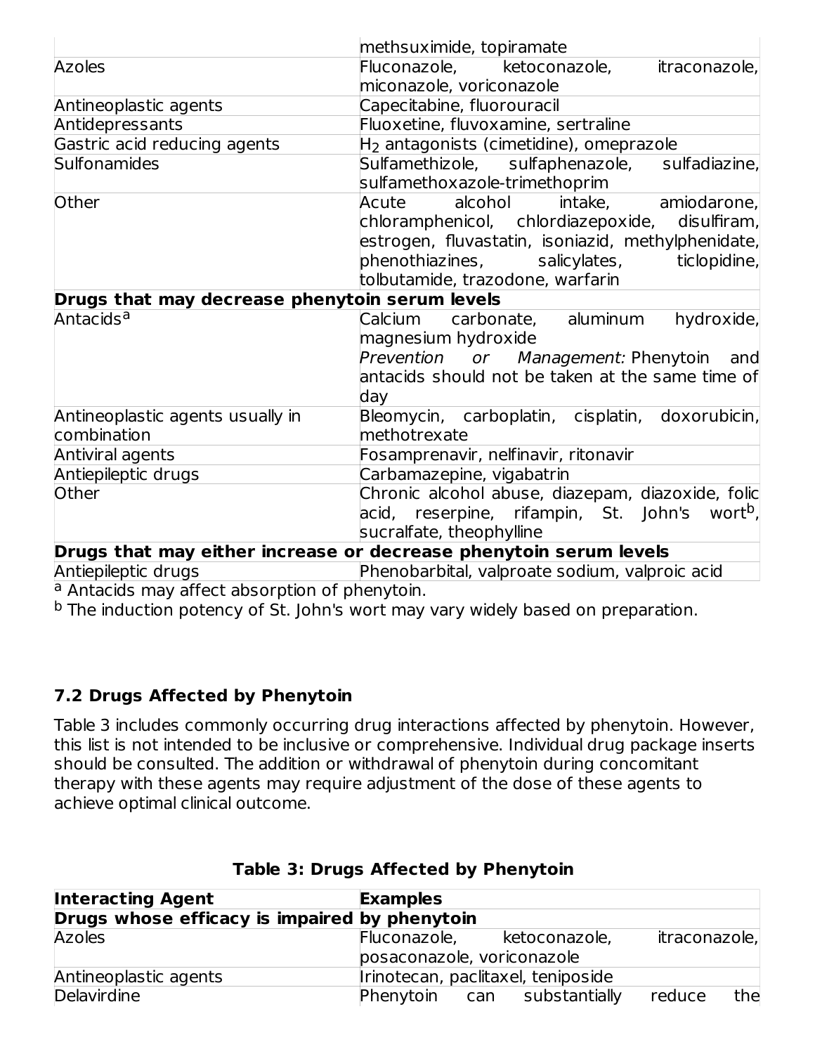| | |
|---|---|
| | methsuximide, topiramate |
| Azoles | Fluconazole, ketoconazole, itraconazole, miconazole, voriconazole |
| Antineoplastic agents | Capecitabine, fluorouracil |
| Antidepressants | Fluoxetine, fluvoxamine, sertraline |
| Gastric acid reducing agents | $H_2$ antagonists (cimetidine), omeprazole |
| Sulfonamides | Sulfamethizole, sulfaphenazole, sulfadiazine, sulfamethoxazole-trimethoprim |
| Other | Acute alcohol intake, amiodarone, chloramphenicol, chlordiazepoxide, disulfiram, estrogen, fluvastatin, isoniazid, methylphenidate, phenothiazines, salicylates, ticlopidine, tolbutamide, trazodone, warfarin |
| **Drugs that may decrease phenytoin serum levels** | |
| Antacids[a] | Calcium carbonate, aluminum hydroxide, magnesium hydroxide<br>*Prevention or Management:* Phenytoin and antacids should not be taken at the same time of day |
| Antineoplastic agents usually in combination | Bleomycin, carboplatin, cisplatin, doxorubicin, methotrexate |
| Antiviral agents | Fosamprenavir, nelfinavir, ritonavir |
| Antiepileptic drugs | Carbamazepine, vigabatrin |
| Other | Chronic alcohol abuse, diazepam, diazoxide, folic acid, reserpine, rifampin, St. John's wort[b], sucralfate, theophylline |
| **Drugs that may either increase or decrease phenytoin serum levels** | |
| Antiepileptic drugs | Phenobarbital, valproate sodium, valproic acid |

[a] Antacids may affect absorption of phenytoin.

[b] The induction potency of St. John's wort may vary widely based on preparation.

### 7.2 Drugs Affected by Phenytoin

Table 3 includes commonly occurring drug interactions affected by phenytoin. However, this list is not intended to be inclusive or comprehensive. Individual drug package inserts should be consulted. The addition or withdrawal of phenytoin during concomitant therapy with these agents may require adjustment of the dose of these agents to achieve optimal clinical outcome.

**Table 3: Drugs Affected by Phenytoin**

| **Interacting Agent** | **Examples** |
|---|---|
| **Drugs whose efficacy is impaired by phenytoin** | |
| Azoles | Fluconazole, ketoconazole, itraconazole, posaconazole, voriconazole |
| Antineoplastic agents | Irinotecan, paclitaxel, teniposide |
| Delavirdine | Phenytoin can substantially reduce the |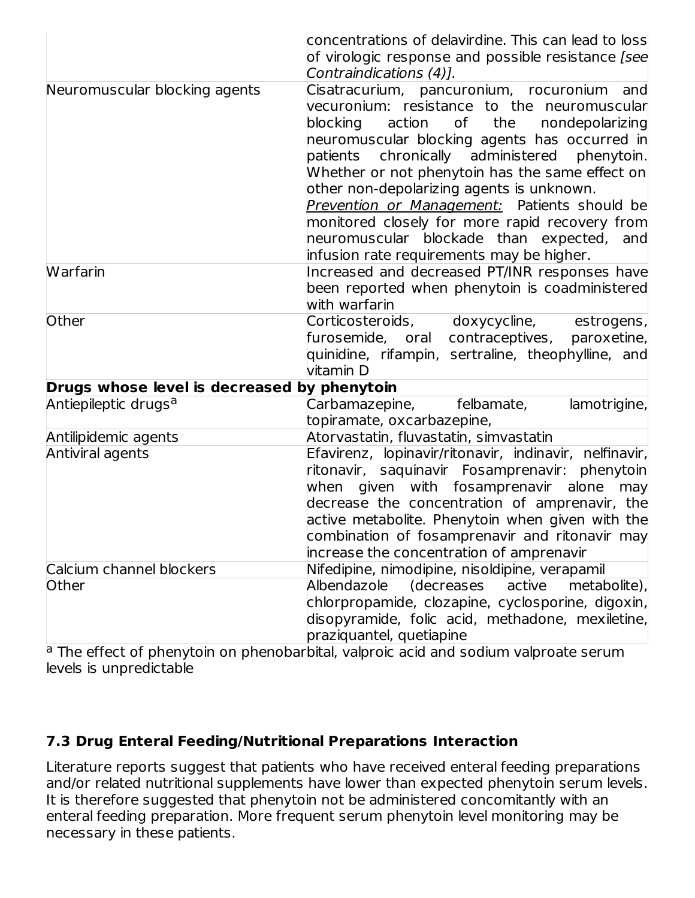| | |
|---|---|
| | concentrations of delavirdine. This can lead to loss of virologic response and possible resistance *[see Contraindications (4)]*. |
| Neuromuscular blocking agents | Cisatracurium, pancuronium, rocuronium and vecuronium: resistance to the neuromuscular blocking action of the nondepolarizing neuromuscular blocking agents has occurred in patients chronically administered phenytoin. Whether or not phenytoin has the same effect on other non-depolarizing agents is unknown. <u>*Prevention or Management:*</u> Patients should be monitored closely for more rapid recovery from neuromuscular blockade than expected, and infusion rate requirements may be higher. |
| Warfarin | Increased and decreased PT/INR responses have been reported when phenytoin is coadministered with warfarin |
| Other | Corticosteroids, doxycycline, estrogens, furosemide, oral contraceptives, paroxetine, quinidine, rifampin, sertraline, theophylline, and vitamin D |
| **Drugs whose level is decreased by phenytoin** | |
| Antiepileptic drugs[a] | Carbamazepine, felbamate, lamotrigine, topiramate, oxcarbazepine, |
| Antilipidemic agents | Atorvastatin, fluvastatin, simvastatin |
| Antiviral agents | Efavirenz, lopinavir/ritonavir, indinavir, nelfinavir, ritonavir, saquinavir Fosamprenavir: phenytoin when given with fosamprenavir alone may decrease the concentration of amprenavir, the active metabolite. Phenytoin when given with the combination of fosamprenavir and ritonavir may increase the concentration of amprenavir |
| Calcium channel blockers | Nifedipine, nimodipine, nisoldipine, verapamil |
| Other | Albendazole (decreases active metabolite), chlorpropamide, clozapine, cyclosporine, digoxin, disopyramide, folic acid, methadone, mexiletine, praziquantel, quetiapine |

[a] The effect of phenytoin on phenobarbital, valproic acid and sodium valproate serum levels is unpredictable

### 7.3 Drug Enteral Feeding/Nutritional Preparations Interaction

Literature reports suggest that patients who have received enteral feeding preparations and/or related nutritional supplements have lower than expected phenytoin serum levels. It is therefore suggested that phenytoin not be administered concomitantly with an enteral feeding preparation. More frequent serum phenytoin level monitoring may be necessary in these patients.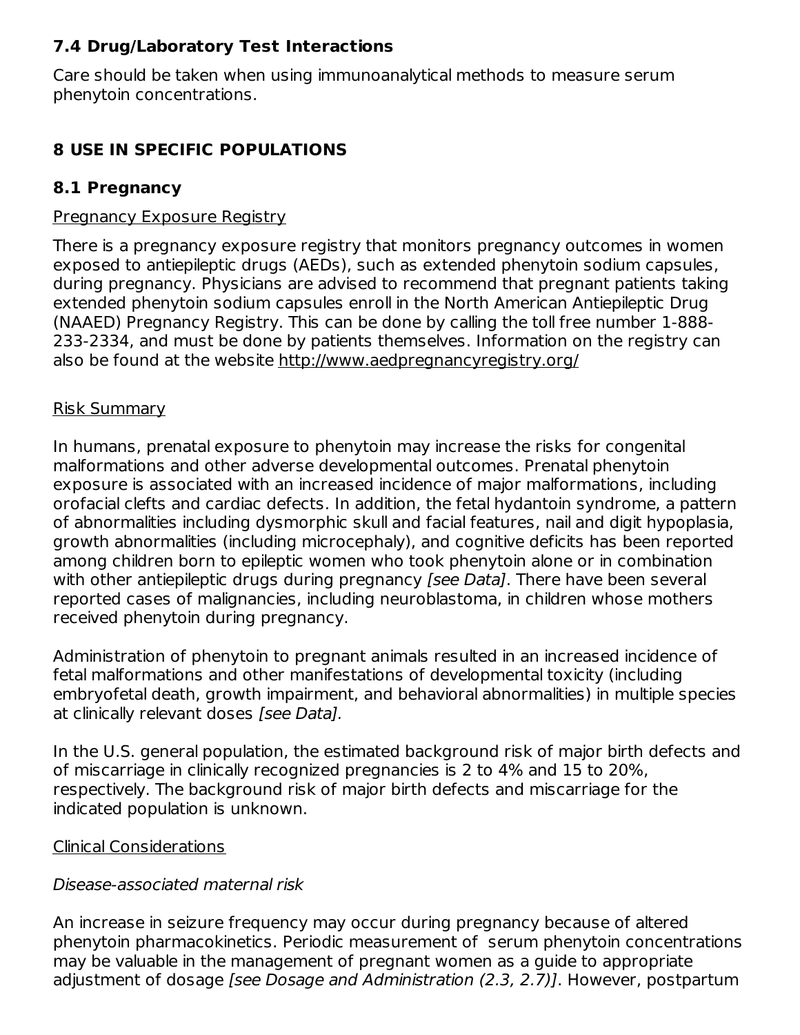### 7.4 Drug/Laboratory Test Interactions

Care should be taken when using immunoanalytical methods to measure serum phenytoin concentrations.

## 8 USE IN SPECIFIC POPULATIONS

### 8.1 Pregnancy

Pregnancy Exposure Registry

There is a pregnancy exposure registry that monitors pregnancy outcomes in women exposed to antiepileptic drugs (AEDs), such as extended phenytoin sodium capsules, during pregnancy. Physicians are advised to recommend that pregnant patients taking extended phenytoin sodium capsules enroll in the North American Antiepileptic Drug (NAAED) Pregnancy Registry. This can be done by calling the toll free number 1-888-233-2334, and must be done by patients themselves. Information on the registry can also be found at the website http://www.aedpregnancyregistry.org/

Risk Summary

In humans, prenatal exposure to phenytoin may increase the risks for congenital malformations and other adverse developmental outcomes. Prenatal phenytoin exposure is associated with an increased incidence of major malformations, including orofacial clefts and cardiac defects. In addition, the fetal hydantoin syndrome, a pattern of abnormalities including dysmorphic skull and facial features, nail and digit hypoplasia, growth abnormalities (including microcephaly), and cognitive deficits has been reported among children born to epileptic women who took phenytoin alone or in combination with other antiepileptic drugs during pregnancy *[see Data]*. There have been several reported cases of malignancies, including neuroblastoma, in children whose mothers received phenytoin during pregnancy.

Administration of phenytoin to pregnant animals resulted in an increased incidence of fetal malformations and other manifestations of developmental toxicity (including embryofetal death, growth impairment, and behavioral abnormalities) in multiple species at clinically relevant doses *[see Data].*

In the U.S. general population, the estimated background risk of major birth defects and of miscarriage in clinically recognized pregnancies is 2 to 4% and 15 to 20%, respectively. The background risk of major birth defects and miscarriage for the indicated population is unknown.

Clinical Considerations

*Disease-associated maternal risk*

An increase in seizure frequency may occur during pregnancy because of altered phenytoin pharmacokinetics. Periodic measurement of serum phenytoin concentrations may be valuable in the management of pregnant women as a guide to appropriate adjustment of dosage *[see Dosage and Administration (2.3, 2.7)]*. However, postpartum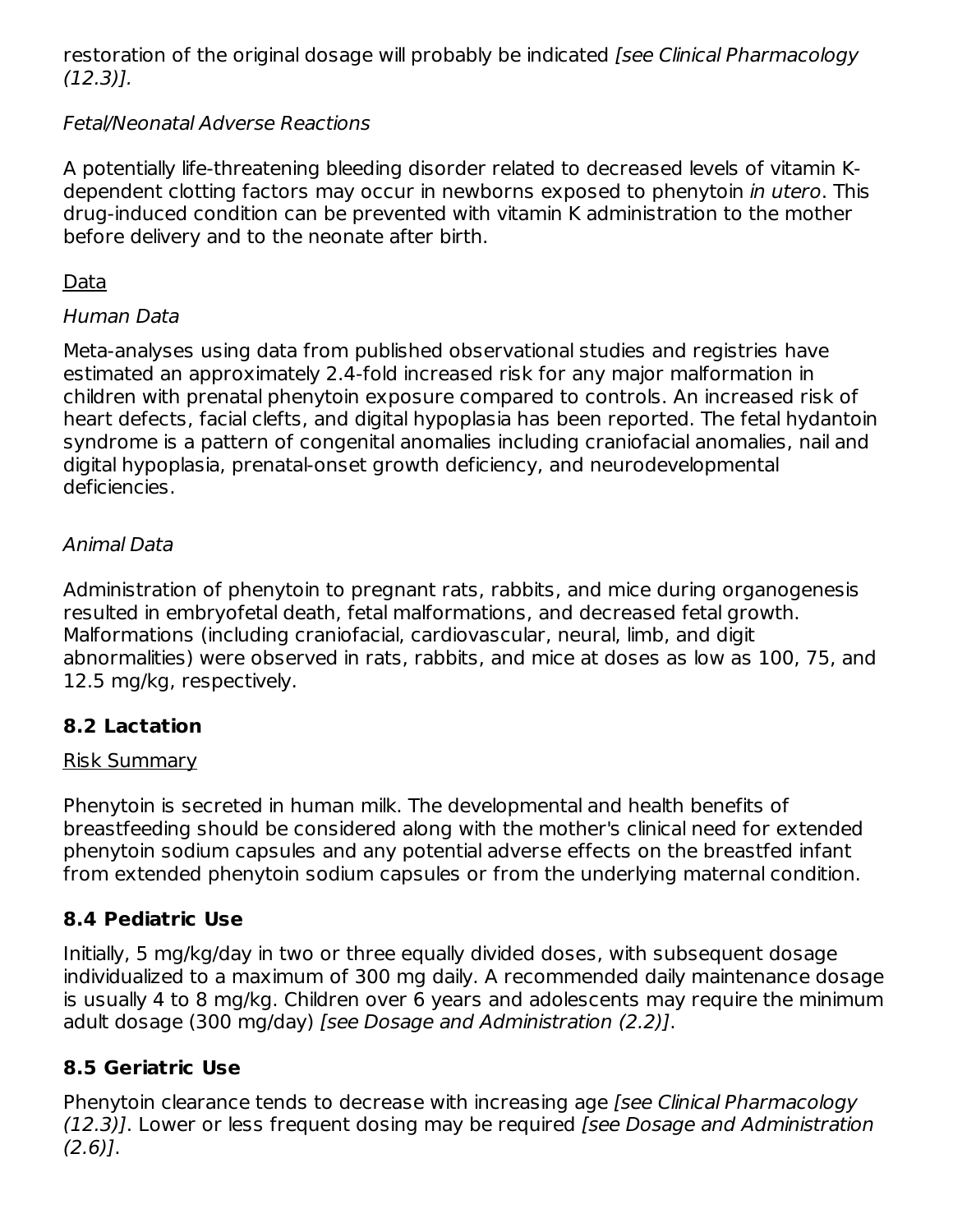restoration of the original dosage will probably be indicated *[see Clinical Pharmacology (12.3)].*

*Fetal/Neonatal Adverse Reactions*

A potentially life-threatening bleeding disorder related to decreased levels of vitamin K-dependent clotting factors may occur in newborns exposed to phenytoin *in utero*. This drug-induced condition can be prevented with vitamin K administration to the mother before delivery and to the neonate after birth.

Data

*Human Data*

Meta-analyses using data from published observational studies and registries have estimated an approximately 2.4-fold increased risk for any major malformation in children with prenatal phenytoin exposure compared to controls. An increased risk of heart defects, facial clefts, and digital hypoplasia has been reported. The fetal hydantoin syndrome is a pattern of congenital anomalies including craniofacial anomalies, nail and digital hypoplasia, prenatal-onset growth deficiency, and neurodevelopmental deficiencies.

*Animal Data*

Administration of phenytoin to pregnant rats, rabbits, and mice during organogenesis resulted in embryofetal death, fetal malformations, and decreased fetal growth. Malformations (including craniofacial, cardiovascular, neural, limb, and digit abnormalities) were observed in rats, rabbits, and mice at doses as low as 100, 75, and 12.5 mg/kg, respectively.

## 8.2 Lactation

Risk Summary

Phenytoin is secreted in human milk. The developmental and health benefits of breastfeeding should be considered along with the mother's clinical need for extended phenytoin sodium capsules and any potential adverse effects on the breastfed infant from extended phenytoin sodium capsules or from the underlying maternal condition.

## 8.4 Pediatric Use

Initially, 5 mg/kg/day in two or three equally divided doses, with subsequent dosage individualized to a maximum of 300 mg daily. A recommended daily maintenance dosage is usually 4 to 8 mg/kg. Children over 6 years and adolescents may require the minimum adult dosage (300 mg/day) *[see Dosage and Administration (2.2)]*.

## 8.5 Geriatric Use

Phenytoin clearance tends to decrease with increasing age *[see Clinical Pharmacology (12.3)]*. Lower or less frequent dosing may be required *[see Dosage and Administration (2.6)]*.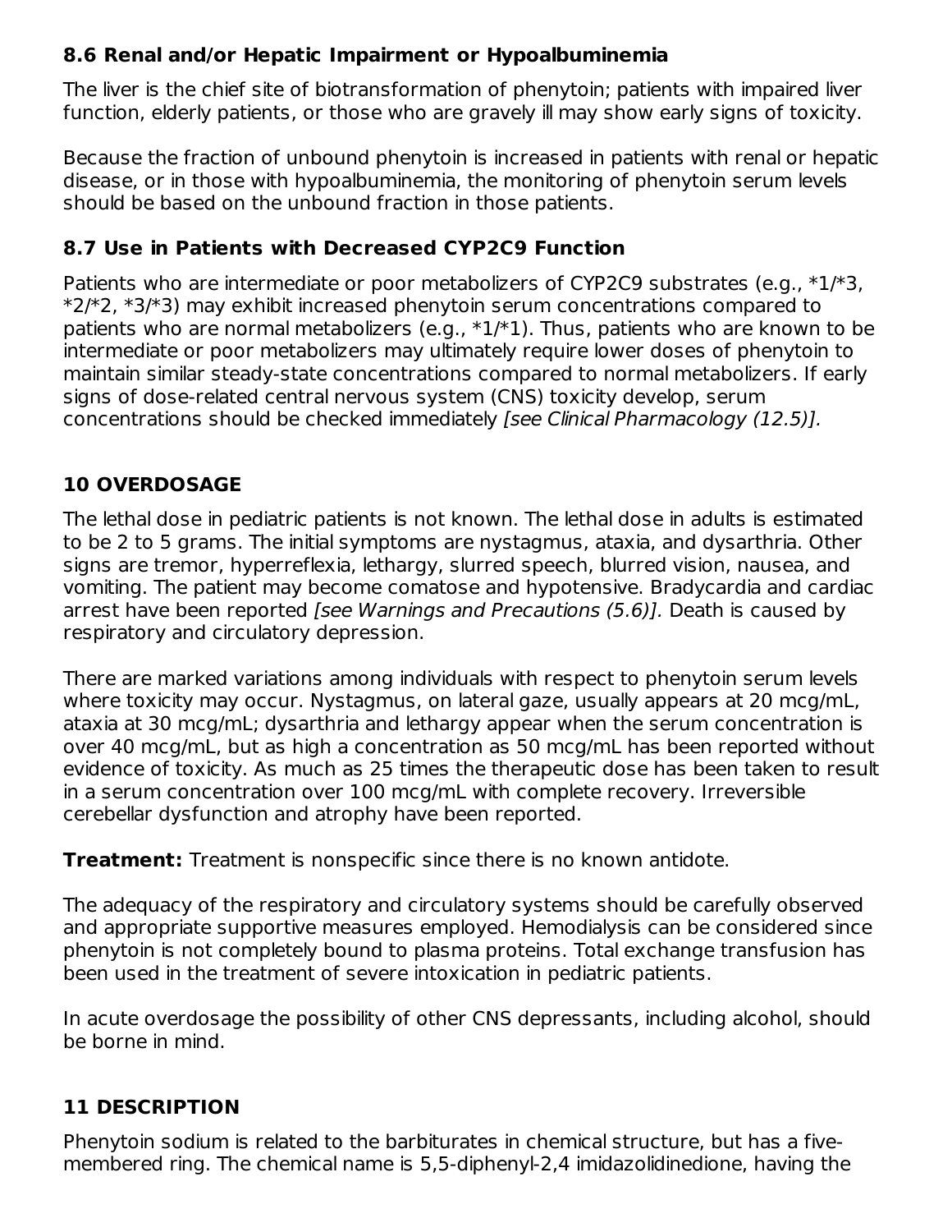### 8.6 Renal and/or Hepatic Impairment or Hypoalbuminemia

The liver is the chief site of biotransformation of phenytoin; patients with impaired liver function, elderly patients, or those who are gravely ill may show early signs of toxicity.

Because the fraction of unbound phenytoin is increased in patients with renal or hepatic disease, or in those with hypoalbuminemia, the monitoring of phenytoin serum levels should be based on the unbound fraction in those patients.

### 8.7 Use in Patients with Decreased CYP2C9 Function

Patients who are intermediate or poor metabolizers of CYP2C9 substrates (e.g., *1/*3, *2/*2, *3/*3) may exhibit increased phenytoin serum concentrations compared to patients who are normal metabolizers (e.g., *1/*1). Thus, patients who are known to be intermediate or poor metabolizers may ultimately require lower doses of phenytoin to maintain similar steady-state concentrations compared to normal metabolizers. If early signs of dose-related central nervous system (CNS) toxicity develop, serum concentrations should be checked immediately *[see Clinical Pharmacology (12.5)]*.

## 10 OVERDOSAGE

The lethal dose in pediatric patients is not known. The lethal dose in adults is estimated to be 2 to 5 grams. The initial symptoms are nystagmus, ataxia, and dysarthria. Other signs are tremor, hyperreflexia, lethargy, slurred speech, blurred vision, nausea, and vomiting. The patient may become comatose and hypotensive. Bradycardia and cardiac arrest have been reported *[see Warnings and Precautions (5.6)]*. Death is caused by respiratory and circulatory depression.

There are marked variations among individuals with respect to phenytoin serum levels where toxicity may occur. Nystagmus, on lateral gaze, usually appears at 20 mcg/mL, ataxia at 30 mcg/mL; dysarthria and lethargy appear when the serum concentration is over 40 mcg/mL, but as high a concentration as 50 mcg/mL has been reported without evidence of toxicity. As much as 25 times the therapeutic dose has been taken to result in a serum concentration over 100 mcg/mL with complete recovery. Irreversible cerebellar dysfunction and atrophy have been reported.

**Treatment:** Treatment is nonspecific since there is no known antidote.

The adequacy of the respiratory and circulatory systems should be carefully observed and appropriate supportive measures employed. Hemodialysis can be considered since phenytoin is not completely bound to plasma proteins. Total exchange transfusion has been used in the treatment of severe intoxication in pediatric patients.

In acute overdosage the possibility of other CNS depressants, including alcohol, should be borne in mind.

## 11 DESCRIPTION

Phenytoin sodium is related to the barbiturates in chemical structure, but has a five-membered ring. The chemical name is 5,5-diphenyl-2,4 imidazolidinedione, having the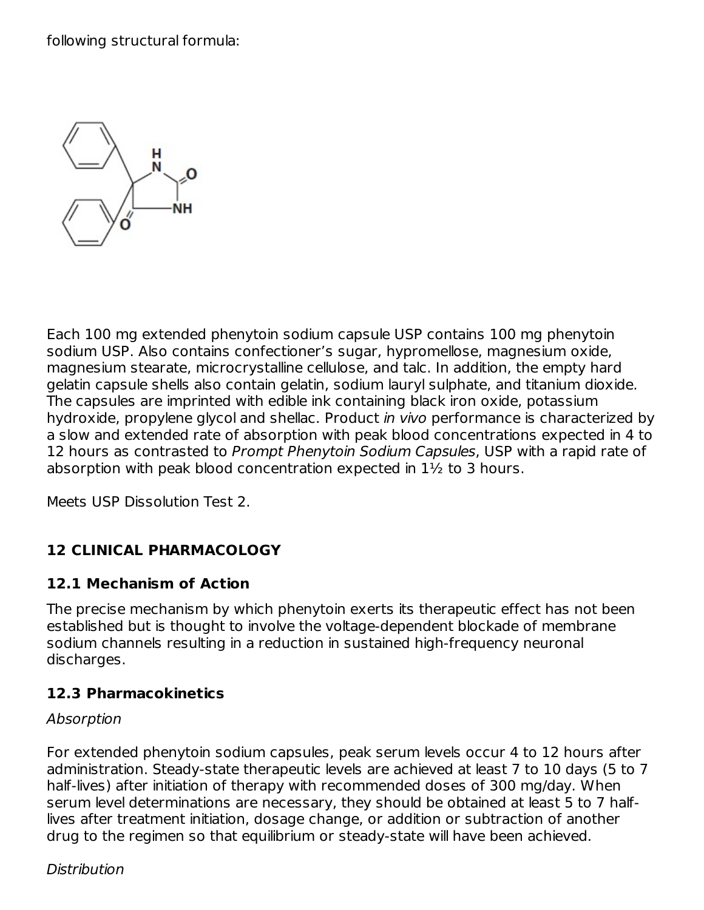following structural formula:

Each 100 mg extended phenytoin sodium capsule USP contains 100 mg phenytoin sodium USP. Also contains confectioner's sugar, hypromellose, magnesium oxide, magnesium stearate, microcrystalline cellulose, and talc. In addition, the empty hard gelatin capsule shells also contain gelatin, sodium lauryl sulphate, and titanium dioxide. The capsules are imprinted with edible ink containing black iron oxide, potassium hydroxide, propylene glycol and shellac. Product *in vivo* performance is characterized by a slow and extended rate of absorption with peak blood concentrations expected in 4 to 12 hours as contrasted to *Prompt Phenytoin Sodium Capsules*, USP with a rapid rate of absorption with peak blood concentration expected in 1½ to 3 hours.

Meets USP Dissolution Test 2.

## 12 CLINICAL PHARMACOLOGY

### 12.1 Mechanism of Action

The precise mechanism by which phenytoin exerts its therapeutic effect has not been established but is thought to involve the voltage-dependent blockade of membrane sodium channels resulting in a reduction in sustained high-frequency neuronal discharges.

### 12.3 Pharmacokinetics

*Absorption*

For extended phenytoin sodium capsules, peak serum levels occur 4 to 12 hours after administration. Steady-state therapeutic levels are achieved at least 7 to 10 days (5 to 7 half-lives) after initiation of therapy with recommended doses of 300 mg/day. When serum level determinations are necessary, they should be obtained at least 5 to 7 half-lives after treatment initiation, dosage change, or addition or subtraction of another drug to the regimen so that equilibrium or steady-state will have been achieved.

*Distribution*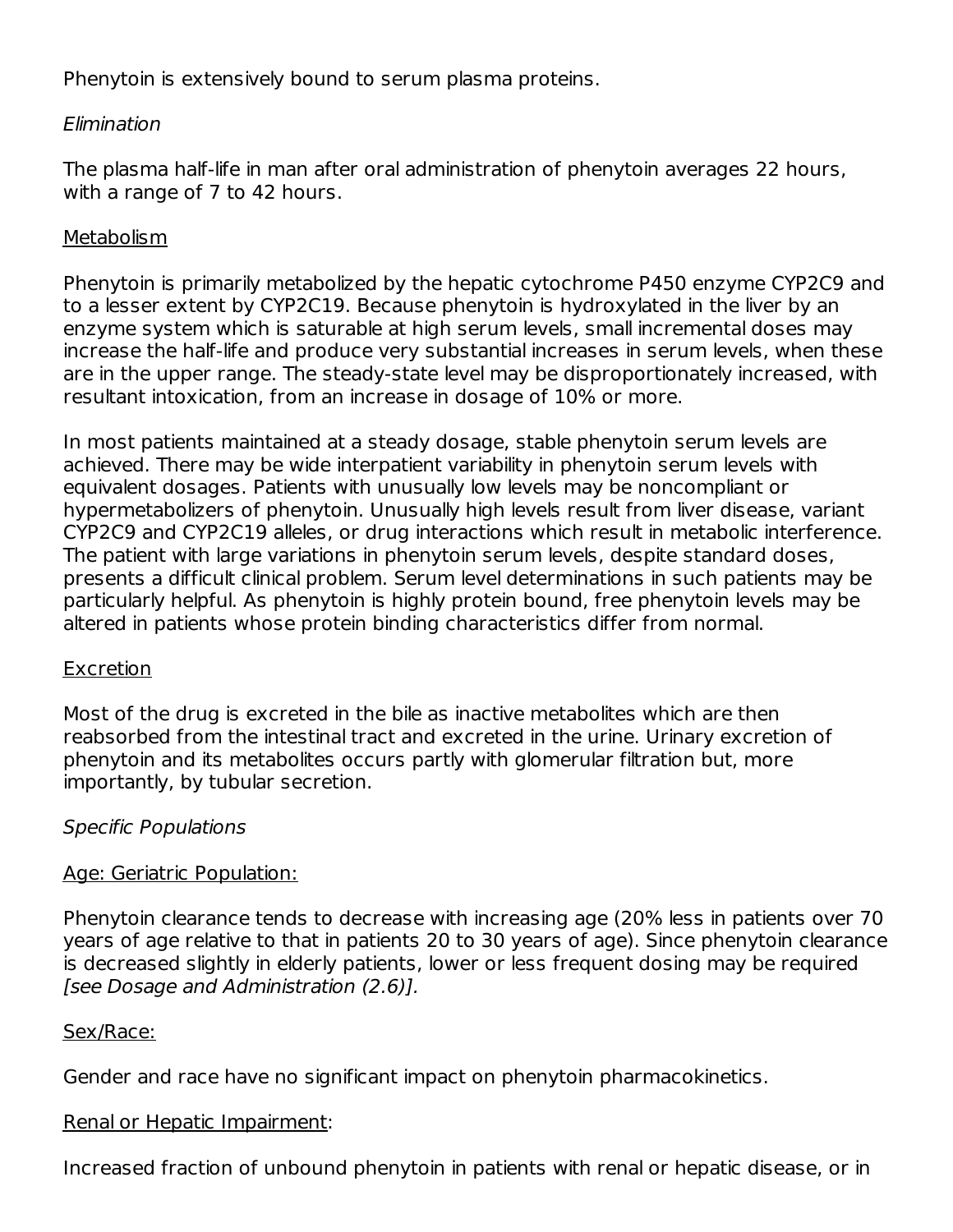Phenytoin is extensively bound to serum plasma proteins.

*Elimination*

The plasma half-life in man after oral administration of phenytoin averages 22 hours, with a range of 7 to 42 hours.

Metabolism

Phenytoin is primarily metabolized by the hepatic cytochrome P450 enzyme CYP2C9 and to a lesser extent by CYP2C19. Because phenytoin is hydroxylated in the liver by an enzyme system which is saturable at high serum levels, small incremental doses may increase the half-life and produce very substantial increases in serum levels, when these are in the upper range. The steady-state level may be disproportionately increased, with resultant intoxication, from an increase in dosage of 10% or more.

In most patients maintained at a steady dosage, stable phenytoin serum levels are achieved. There may be wide interpatient variability in phenytoin serum levels with equivalent dosages. Patients with unusually low levels may be noncompliant or hypermetabolizers of phenytoin. Unusually high levels result from liver disease, variant CYP2C9 and CYP2C19 alleles, or drug interactions which result in metabolic interference. The patient with large variations in phenytoin serum levels, despite standard doses, presents a difficult clinical problem. Serum level determinations in such patients may be particularly helpful. As phenytoin is highly protein bound, free phenytoin levels may be altered in patients whose protein binding characteristics differ from normal.

Excretion

Most of the drug is excreted in the bile as inactive metabolites which are then reabsorbed from the intestinal tract and excreted in the urine. Urinary excretion of phenytoin and its metabolites occurs partly with glomerular filtration but, more importantly, by tubular secretion.

*Specific Populations*

Age: Geriatric Population:

Phenytoin clearance tends to decrease with increasing age (20% less in patients over 70 years of age relative to that in patients 20 to 30 years of age). Since phenytoin clearance is decreased slightly in elderly patients, lower or less frequent dosing may be required *[see Dosage and Administration (2.6)].*

Sex/Race:

Gender and race have no significant impact on phenytoin pharmacokinetics.

Renal or Hepatic Impairment:

Increased fraction of unbound phenytoin in patients with renal or hepatic disease, or in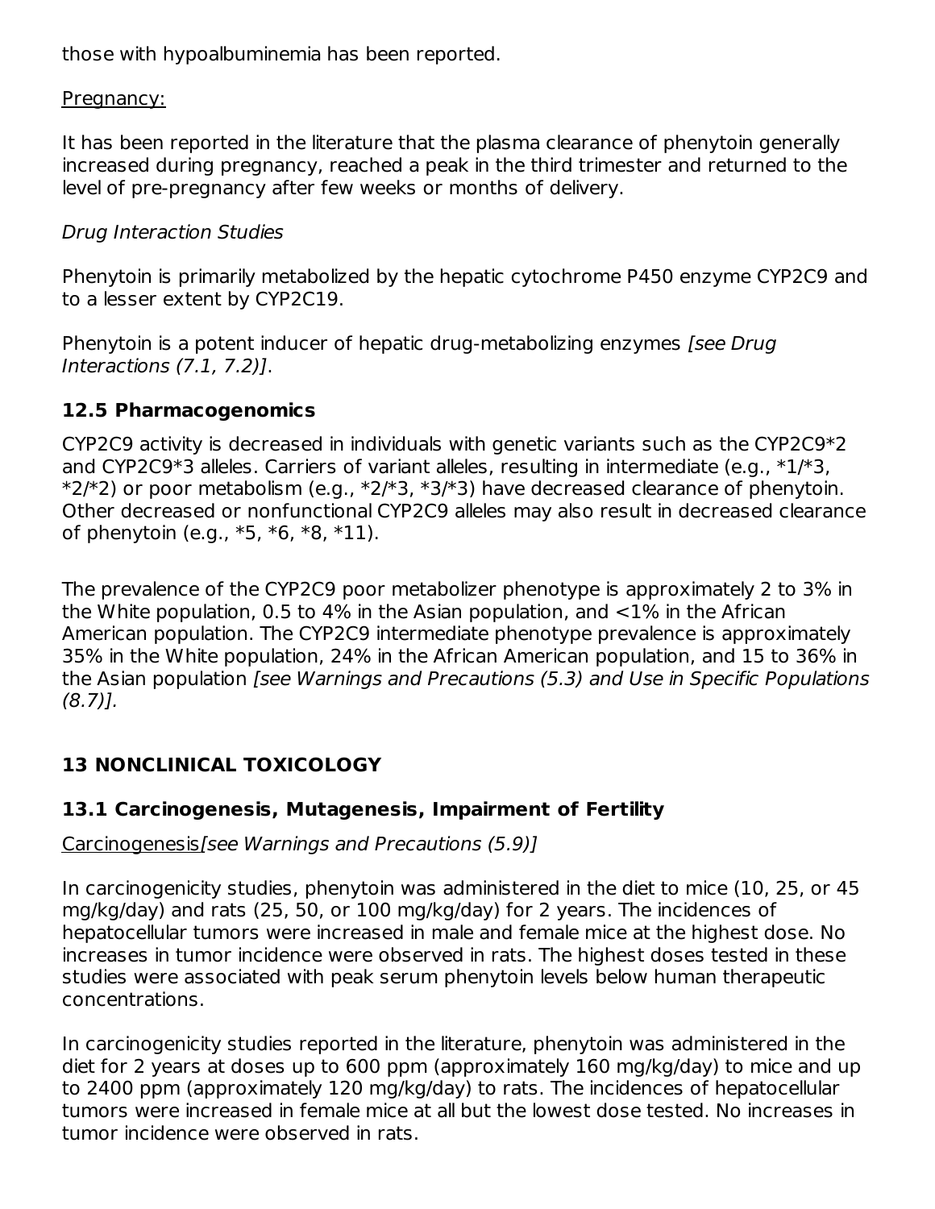those with hypoalbuminemia has been reported.

Pregnancy:

It has been reported in the literature that the plasma clearance of phenytoin generally increased during pregnancy, reached a peak in the third trimester and returned to the level of pre-pregnancy after few weeks or months of delivery.

*Drug Interaction Studies*

Phenytoin is primarily metabolized by the hepatic cytochrome P450 enzyme CYP2C9 and to a lesser extent by CYP2C19.

Phenytoin is a potent inducer of hepatic drug-metabolizing enzymes *[see Drug Interactions (7.1, 7.2)]*.

### 12.5 Pharmacogenomics

CYP2C9 activity is decreased in individuals with genetic variants such as the CYP2C9*2 and CYP2C9*3 alleles. Carriers of variant alleles, resulting in intermediate (e.g., *1/*3, *2/*2) or poor metabolism (e.g., *2/*3, *3/*3) have decreased clearance of phenytoin. Other decreased or nonfunctional CYP2C9 alleles may also result in decreased clearance of phenytoin (e.g., *5, *6, *8, *11).

The prevalence of the CYP2C9 poor metabolizer phenotype is approximately 2 to 3% in the White population, 0.5 to 4% in the Asian population, and <1% in the African American population. The CYP2C9 intermediate phenotype prevalence is approximately 35% in the White population, 24% in the African American population, and 15 to 36% in the Asian population *[see Warnings and Precautions (5.3) and Use in Specific Populations (8.7)].*

## 13 NONCLINICAL TOXICOLOGY

### 13.1 Carcinogenesis, Mutagenesis, Impairment of Fertility

Carcinogenesis *[see Warnings and Precautions (5.9)]*

In carcinogenicity studies, phenytoin was administered in the diet to mice (10, 25, or 45 mg/kg/day) and rats (25, 50, or 100 mg/kg/day) for 2 years. The incidences of hepatocellular tumors were increased in male and female mice at the highest dose. No increases in tumor incidence were observed in rats. The highest doses tested in these studies were associated with peak serum phenytoin levels below human therapeutic concentrations.

In carcinogenicity studies reported in the literature, phenytoin was administered in the diet for 2 years at doses up to 600 ppm (approximately 160 mg/kg/day) to mice and up to 2400 ppm (approximately 120 mg/kg/day) to rats. The incidences of hepatocellular tumors were increased in female mice at all but the lowest dose tested. No increases in tumor incidence were observed in rats.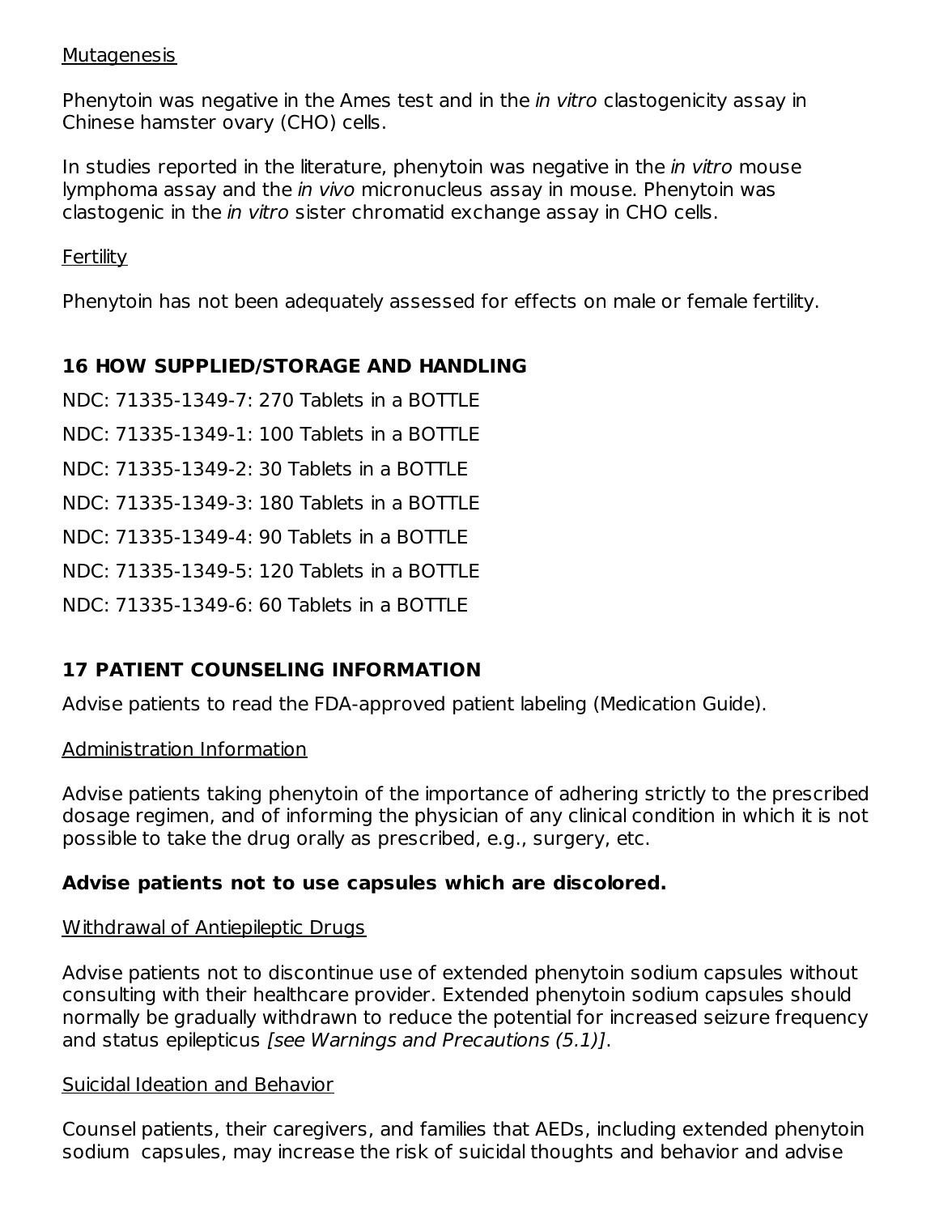Mutagenesis

Phenytoin was negative in the Ames test and in the *in vitro* clastogenicity assay in Chinese hamster ovary (CHO) cells.

In studies reported in the literature, phenytoin was negative in the *in vitro* mouse lymphoma assay and the *in vivo* micronucleus assay in mouse. Phenytoin was clastogenic in the *in vitro* sister chromatid exchange assay in CHO cells.

Fertility

Phenytoin has not been adequately assessed for effects on male or female fertility.

## 16 HOW SUPPLIED/STORAGE AND HANDLING

NDC: 71335-1349-7: 270 Tablets in a BOTTLE

NDC: 71335-1349-1: 100 Tablets in a BOTTLE

NDC: 71335-1349-2: 30 Tablets in a BOTTLE

NDC: 71335-1349-3: 180 Tablets in a BOTTLE

NDC: 71335-1349-4: 90 Tablets in a BOTTLE

NDC: 71335-1349-5: 120 Tablets in a BOTTLE

NDC: 71335-1349-6: 60 Tablets in a BOTTLE

## 17 PATIENT COUNSELING INFORMATION

Advise patients to read the FDA-approved patient labeling (Medication Guide).

Administration Information

Advise patients taking phenytoin of the importance of adhering strictly to the prescribed dosage regimen, and of informing the physician of any clinical condition in which it is not possible to take the drug orally as prescribed, e.g., surgery, etc.

**Advise patients not to use capsules which are discolored.**

Withdrawal of Antiepileptic Drugs

Advise patients not to discontinue use of extended phenytoin sodium capsules without consulting with their healthcare provider. Extended phenytoin sodium capsules should normally be gradually withdrawn to reduce the potential for increased seizure frequency and status epilepticus *[see Warnings and Precautions (5.1)]*.

Suicidal Ideation and Behavior

Counsel patients, their caregivers, and families that AEDs, including extended phenytoin sodium capsules, may increase the risk of suicidal thoughts and behavior and advise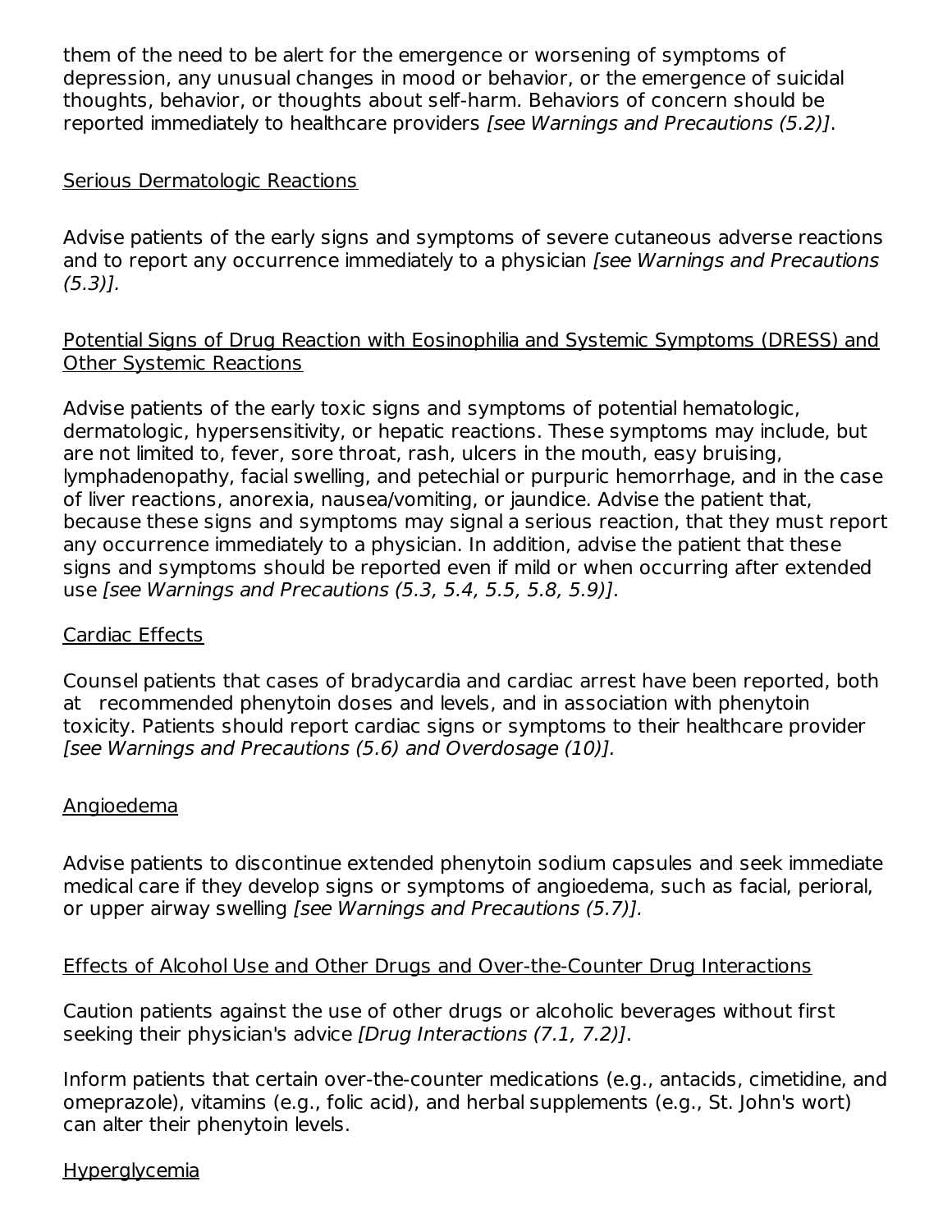them of the need to be alert for the emergence or worsening of symptoms of depression, any unusual changes in mood or behavior, or the emergence of suicidal thoughts, behavior, or thoughts about self-harm. Behaviors of concern should be reported immediately to healthcare providers *[see Warnings and Precautions (5.2)]*.

<u>Serious Dermatologic Reactions</u>

Advise patients of the early signs and symptoms of severe cutaneous adverse reactions and to report any occurrence immediately to a physician *[see Warnings and Precautions (5.3)].*

<u>Potential Signs of Drug Reaction with Eosinophilia and Systemic Symptoms (DRESS) and Other Systemic Reactions</u>

Advise patients of the early toxic signs and symptoms of potential hematologic, dermatologic, hypersensitivity, or hepatic reactions. These symptoms may include, but are not limited to, fever, sore throat, rash, ulcers in the mouth, easy bruising, lymphadenopathy, facial swelling, and petechial or purpuric hemorrhage, and in the case of liver reactions, anorexia, nausea/vomiting, or jaundice. Advise the patient that, because these signs and symptoms may signal a serious reaction, that they must report any occurrence immediately to a physician. In addition, advise the patient that these signs and symptoms should be reported even if mild or when occurring after extended use *[see Warnings and Precautions (5.3, 5.4, 5.5, 5.8, 5.9)]*.

<u>Cardiac Effects</u>

Counsel patients that cases of bradycardia and cardiac arrest have been reported, both at recommended phenytoin doses and levels, and in association with phenytoin toxicity. Patients should report cardiac signs or symptoms to their healthcare provider *[see Warnings and Precautions (5.6) and Overdosage (10)].*

<u>Angioedema</u>

Advise patients to discontinue extended phenytoin sodium capsules and seek immediate medical care if they develop signs or symptoms of angioedema, such as facial, perioral, or upper airway swelling *[see Warnings and Precautions (5.7)].*

<u>Effects of Alcohol Use and Other Drugs and Over-the-Counter Drug Interactions</u>

Caution patients against the use of other drugs or alcoholic beverages without first seeking their physician's advice *[Drug Interactions (7.1, 7.2)]*.

Inform patients that certain over-the-counter medications (e.g., antacids, cimetidine, and omeprazole), vitamins (e.g., folic acid), and herbal supplements (e.g., St. John's wort) can alter their phenytoin levels.

<u>Hyperglycemia</u>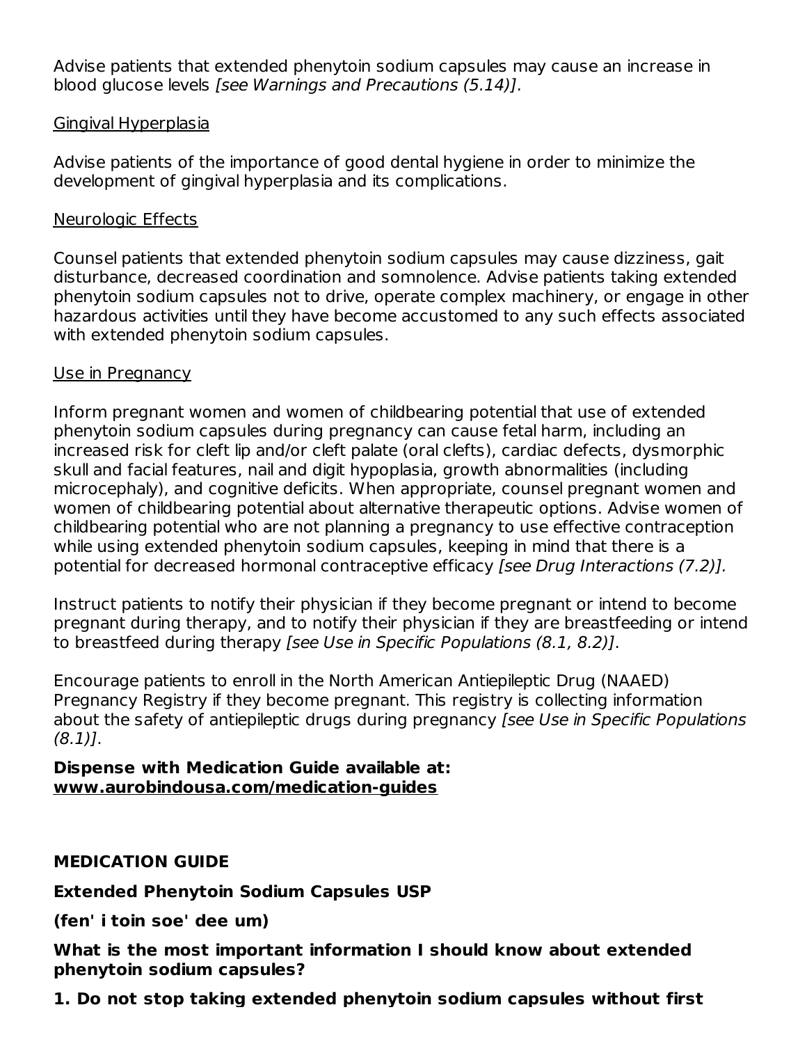Advise patients that extended phenytoin sodium capsules may cause an increase in blood glucose levels *[see Warnings and Precautions (5.14)]*.

Gingival Hyperplasia

Advise patients of the importance of good dental hygiene in order to minimize the development of gingival hyperplasia and its complications.

Neurologic Effects

Counsel patients that extended phenytoin sodium capsules may cause dizziness, gait disturbance, decreased coordination and somnolence. Advise patients taking extended phenytoin sodium capsules not to drive, operate complex machinery, or engage in other hazardous activities until they have become accustomed to any such effects associated with extended phenytoin sodium capsules.

Use in Pregnancy

Inform pregnant women and women of childbearing potential that use of extended phenytoin sodium capsules during pregnancy can cause fetal harm, including an increased risk for cleft lip and/or cleft palate (oral clefts), cardiac defects, dysmorphic skull and facial features, nail and digit hypoplasia, growth abnormalities (including microcephaly), and cognitive deficits. When appropriate, counsel pregnant women and women of childbearing potential about alternative therapeutic options. Advise women of childbearing potential who are not planning a pregnancy to use effective contraception while using extended phenytoin sodium capsules, keeping in mind that there is a potential for decreased hormonal contraceptive efficacy *[see Drug Interactions (7.2)].*

Instruct patients to notify their physician if they become pregnant or intend to become pregnant during therapy, and to notify their physician if they are breastfeeding or intend to breastfeed during therapy *[see Use in Specific Populations (8.1, 8.2)]*.

Encourage patients to enroll in the North American Antiepileptic Drug (NAAED) Pregnancy Registry if they become pregnant. This registry is collecting information about the safety of antiepileptic drugs during pregnancy *[see Use in Specific Populations (8.1)]*.

**Dispense with Medication Guide available at:**
**www.aurobindousa.com/medication-guides**

**MEDICATION GUIDE**

**Extended Phenytoin Sodium Capsules USP**

**(fen' i toin soe' dee um)**

**What is the most important information I should know about extended phenytoin sodium capsules?**

**1. Do not stop taking extended phenytoin sodium capsules without first**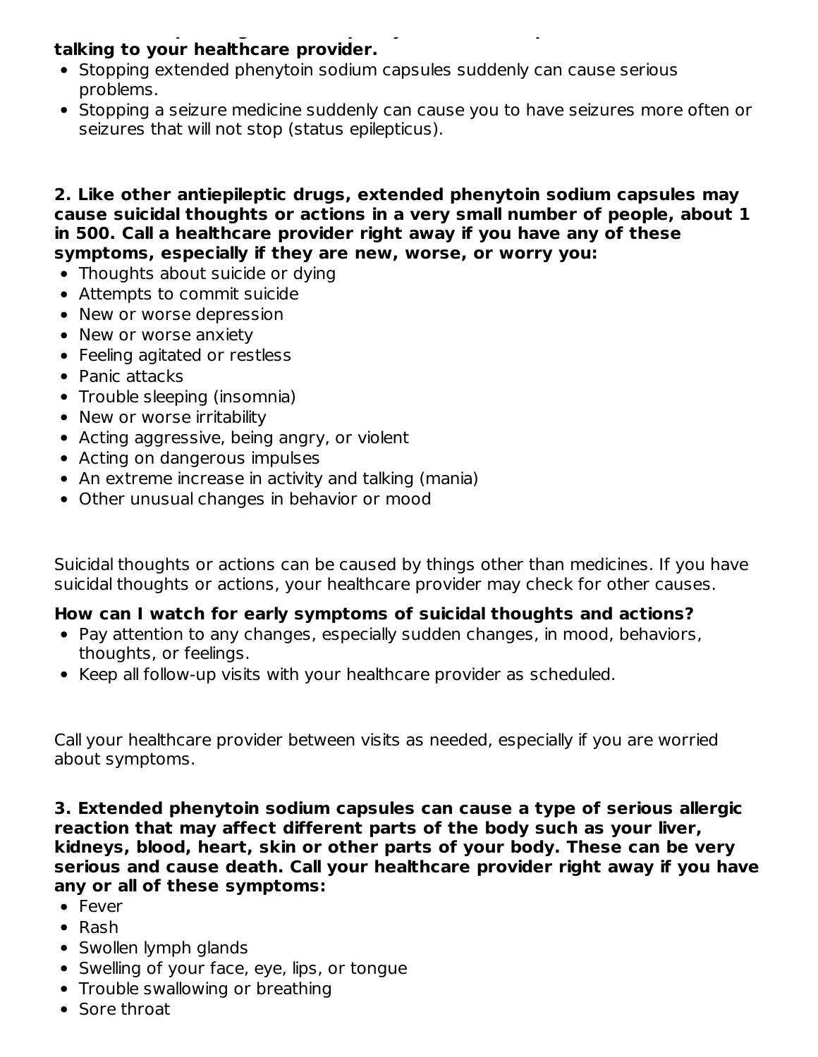**talking to your healthcare provider.**

- Stopping extended phenytoin sodium capsules suddenly can cause serious problems.
- Stopping a seizure medicine suddenly can cause you to have seizures more often or seizures that will not stop (status epilepticus).

**2. Like other antiepileptic drugs, extended phenytoin sodium capsules may cause suicidal thoughts or actions in a very small number of people, about 1 in 500. Call a healthcare provider right away if you have any of these symptoms, especially if they are new, worse, or worry you:**

- Thoughts about suicide or dying
- Attempts to commit suicide
- New or worse depression
- New or worse anxiety
- Feeling agitated or restless
- Panic attacks
- Trouble sleeping (insomnia)
- New or worse irritability
- Acting aggressive, being angry, or violent
- Acting on dangerous impulses
- An extreme increase in activity and talking (mania)
- Other unusual changes in behavior or mood

Suicidal thoughts or actions can be caused by things other than medicines. If you have suicidal thoughts or actions, your healthcare provider may check for other causes.

**How can I watch for early symptoms of suicidal thoughts and actions?**

- Pay attention to any changes, especially sudden changes, in mood, behaviors, thoughts, or feelings.
- Keep all follow-up visits with your healthcare provider as scheduled.

Call your healthcare provider between visits as needed, especially if you are worried about symptoms.

**3. Extended phenytoin sodium capsules can cause a type of serious allergic reaction that may affect different parts of the body such as your liver, kidneys, blood, heart, skin or other parts of your body. These can be very serious and cause death. Call your healthcare provider right away if you have any or all of these symptoms:**

- Fever
- Rash
- Swollen lymph glands
- Swelling of your face, eye, lips, or tongue
- Trouble swallowing or breathing
- Sore throat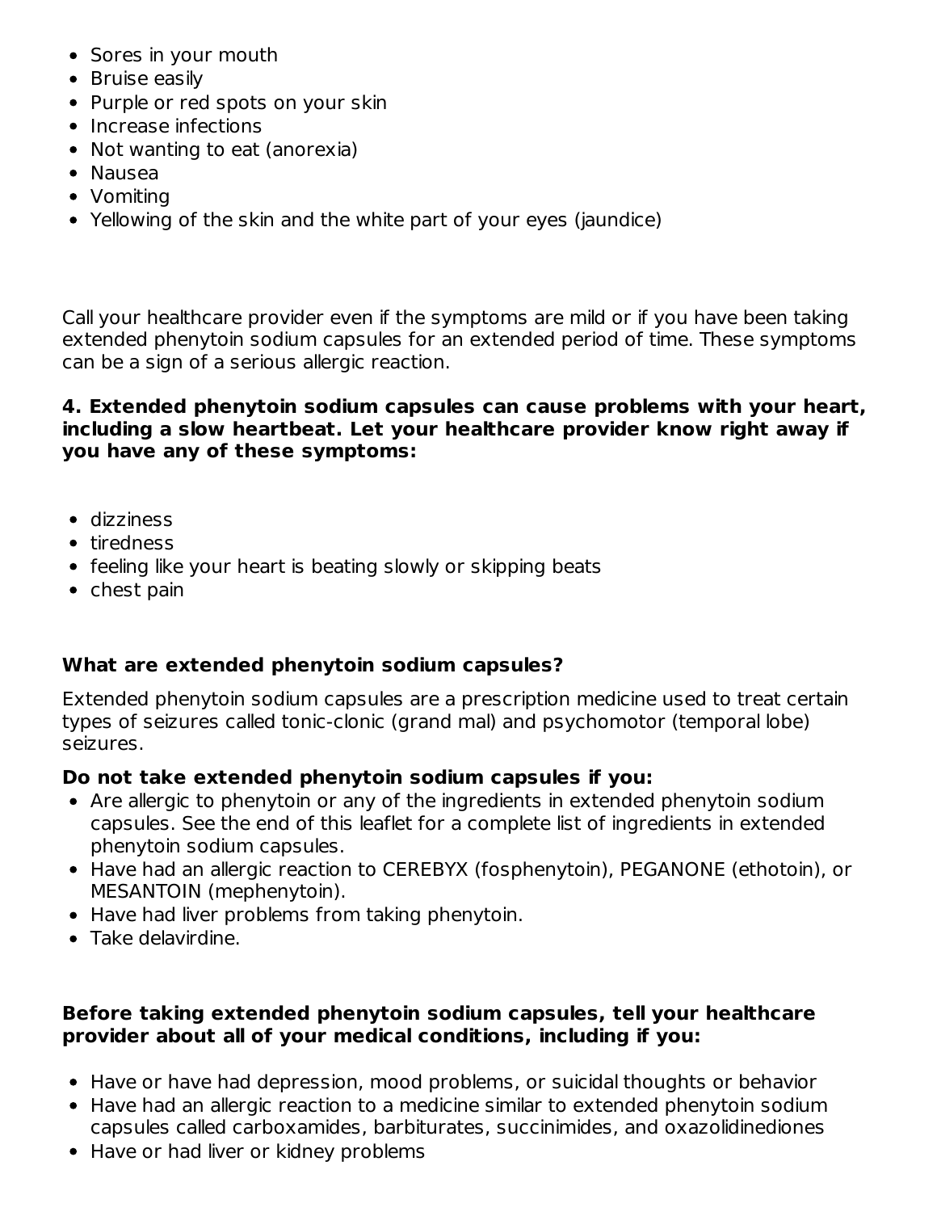- Sores in your mouth
- Bruise easily
- Purple or red spots on your skin
- Increase infections
- Not wanting to eat (anorexia)
- Nausea
- Vomiting
- Yellowing of the skin and the white part of your eyes (jaundice)

Call your healthcare provider even if the symptoms are mild or if you have been taking extended phenytoin sodium capsules for an extended period of time. These symptoms can be a sign of a serious allergic reaction.

**4. Extended phenytoin sodium capsules can cause problems with your heart, including a slow heartbeat. Let your healthcare provider know right away if you have any of these symptoms:**

- dizziness
- tiredness
- feeling like your heart is beating slowly or skipping beats
- chest pain

**What are extended phenytoin sodium capsules?**

Extended phenytoin sodium capsules are a prescription medicine used to treat certain types of seizures called tonic-clonic (grand mal) and psychomotor (temporal lobe) seizures.

**Do not take extended phenytoin sodium capsules if you:**

- Are allergic to phenytoin or any of the ingredients in extended phenytoin sodium capsules. See the end of this leaflet for a complete list of ingredients in extended phenytoin sodium capsules.
- Have had an allergic reaction to CEREBYX (fosphenytoin), PEGANONE (ethotoin), or MESANTOIN (mephenytoin).
- Have had liver problems from taking phenytoin.
- Take delavirdine.

**Before taking extended phenytoin sodium capsules, tell your healthcare provider about all of your medical conditions, including if you:**

- Have or have had depression, mood problems, or suicidal thoughts or behavior
- Have had an allergic reaction to a medicine similar to extended phenytoin sodium capsules called carboxamides, barbiturates, succinimides, and oxazolidinediones
- Have or had liver or kidney problems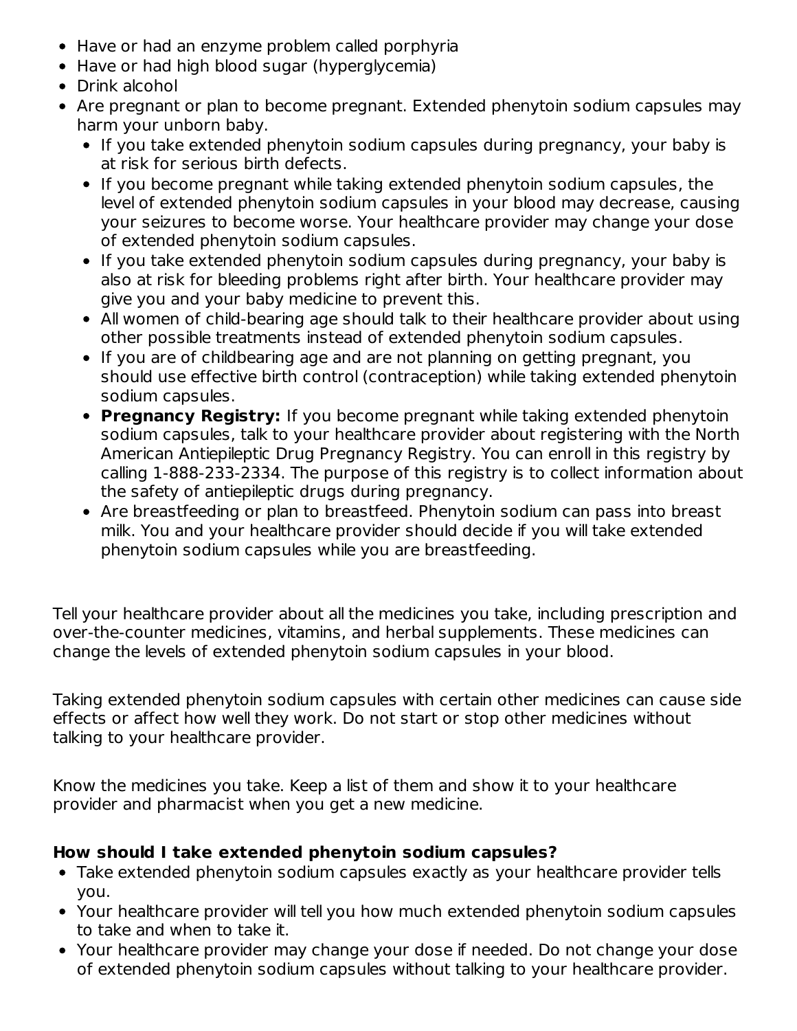- Have or had an enzyme problem called porphyria
- Have or had high blood sugar (hyperglycemia)
- Drink alcohol
- Are pregnant or plan to become pregnant. Extended phenytoin sodium capsules may harm your unborn baby.
  - If you take extended phenytoin sodium capsules during pregnancy, your baby is at risk for serious birth defects.
  - If you become pregnant while taking extended phenytoin sodium capsules, the level of extended phenytoin sodium capsules in your blood may decrease, causing your seizures to become worse. Your healthcare provider may change your dose of extended phenytoin sodium capsules.
  - If you take extended phenytoin sodium capsules during pregnancy, your baby is also at risk for bleeding problems right after birth. Your healthcare provider may give you and your baby medicine to prevent this.
  - All women of child-bearing age should talk to their healthcare provider about using other possible treatments instead of extended phenytoin sodium capsules.
  - If you are of childbearing age and are not planning on getting pregnant, you should use effective birth control (contraception) while taking extended phenytoin sodium capsules.
  - **Pregnancy Registry:** If you become pregnant while taking extended phenytoin sodium capsules, talk to your healthcare provider about registering with the North American Antiepileptic Drug Pregnancy Registry. You can enroll in this registry by calling 1-888-233-2334. The purpose of this registry is to collect information about the safety of antiepileptic drugs during pregnancy.
  - Are breastfeeding or plan to breastfeed. Phenytoin sodium can pass into breast milk. You and your healthcare provider should decide if you will take extended phenytoin sodium capsules while you are breastfeeding.

Tell your healthcare provider about all the medicines you take, including prescription and over-the-counter medicines, vitamins, and herbal supplements. These medicines can change the levels of extended phenytoin sodium capsules in your blood.

Taking extended phenytoin sodium capsules with certain other medicines can cause side effects or affect how well they work. Do not start or stop other medicines without talking to your healthcare provider.

Know the medicines you take. Keep a list of them and show it to your healthcare provider and pharmacist when you get a new medicine.

**How should I take extended phenytoin sodium capsules?**

- Take extended phenytoin sodium capsules exactly as your healthcare provider tells you.
- Your healthcare provider will tell you how much extended phenytoin sodium capsules to take and when to take it.
- Your healthcare provider may change your dose if needed. Do not change your dose of extended phenytoin sodium capsules without talking to your healthcare provider.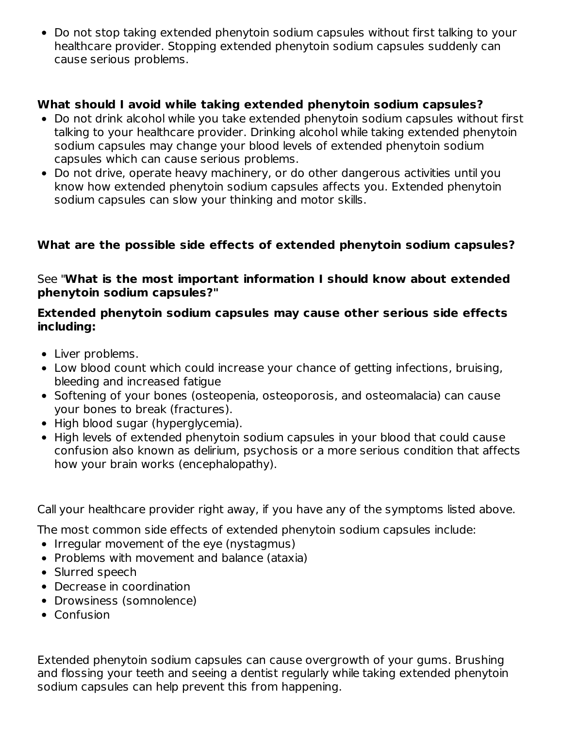- Do not stop taking extended phenytoin sodium capsules without first talking to your healthcare provider. Stopping extended phenytoin sodium capsules suddenly can cause serious problems.

**What should I avoid while taking extended phenytoin sodium capsules?**

- Do not drink alcohol while you take extended phenytoin sodium capsules without first talking to your healthcare provider. Drinking alcohol while taking extended phenytoin sodium capsules may change your blood levels of extended phenytoin sodium capsules which can cause serious problems.
- Do not drive, operate heavy machinery, or do other dangerous activities until you know how extended phenytoin sodium capsules affects you. Extended phenytoin sodium capsules can slow your thinking and motor skills.

**What are the possible side effects of extended phenytoin sodium capsules?**

See "**What is the most important information I should know about extended phenytoin sodium capsules?"**

**Extended phenytoin sodium capsules may cause other serious side effects including:**

- Liver problems.
- Low blood count which could increase your chance of getting infections, bruising, bleeding and increased fatigue
- Softening of your bones (osteopenia, osteoporosis, and osteomalacia) can cause your bones to break (fractures).
- High blood sugar (hyperglycemia).
- High levels of extended phenytoin sodium capsules in your blood that could cause confusion also known as delirium, psychosis or a more serious condition that affects how your brain works (encephalopathy).

Call your healthcare provider right away, if you have any of the symptoms listed above.

The most common side effects of extended phenytoin sodium capsules include:

- Irregular movement of the eye (nystagmus)
- Problems with movement and balance (ataxia)
- Slurred speech
- Decrease in coordination
- Drowsiness (somnolence)
- Confusion

Extended phenytoin sodium capsules can cause overgrowth of your gums. Brushing and flossing your teeth and seeing a dentist regularly while taking extended phenytoin sodium capsules can help prevent this from happening.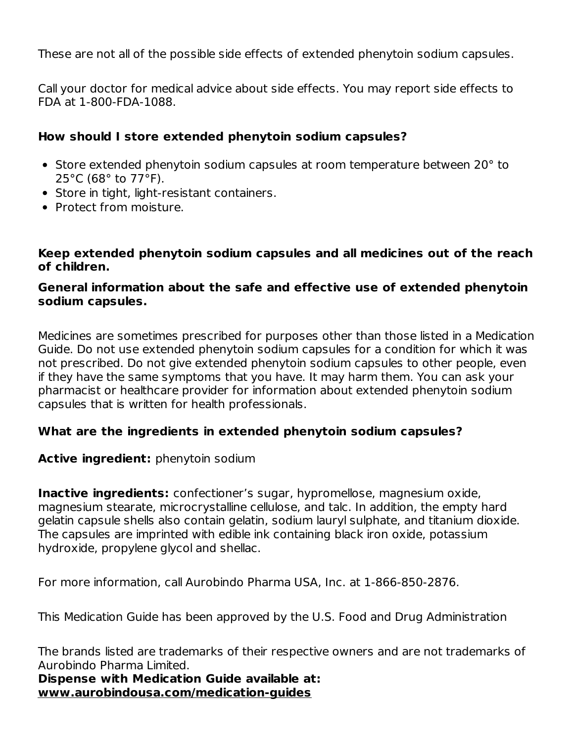These are not all of the possible side effects of extended phenytoin sodium capsules.

Call your doctor for medical advice about side effects. You may report side effects to FDA at 1-800-FDA-1088.

**How should I store extended phenytoin sodium capsules?**

- Store extended phenytoin sodium capsules at room temperature between 20° to 25°C (68° to 77°F).
- Store in tight, light-resistant containers.
- Protect from moisture.

**Keep extended phenytoin sodium capsules and all medicines out of the reach of children.**

**General information about the safe and effective use of extended phenytoin sodium capsules.**

Medicines are sometimes prescribed for purposes other than those listed in a Medication Guide. Do not use extended phenytoin sodium capsules for a condition for which it was not prescribed. Do not give extended phenytoin sodium capsules to other people, even if they have the same symptoms that you have. It may harm them. You can ask your pharmacist or healthcare provider for information about extended phenytoin sodium capsules that is written for health professionals.

**What are the ingredients in extended phenytoin sodium capsules?**

**Active ingredient:** phenytoin sodium

**Inactive ingredients:** confectioner's sugar, hypromellose, magnesium oxide, magnesium stearate, microcrystalline cellulose, and talc. In addition, the empty hard gelatin capsule shells also contain gelatin, sodium lauryl sulphate, and titanium dioxide. The capsules are imprinted with edible ink containing black iron oxide, potassium hydroxide, propylene glycol and shellac.

For more information, call Aurobindo Pharma USA, Inc. at 1-866-850-2876.

This Medication Guide has been approved by the U.S. Food and Drug Administration

The brands listed are trademarks of their respective owners and are not trademarks of Aurobindo Pharma Limited.

**Dispense with Medication Guide available at:**
**www.aurobindousa.com/medication-guides**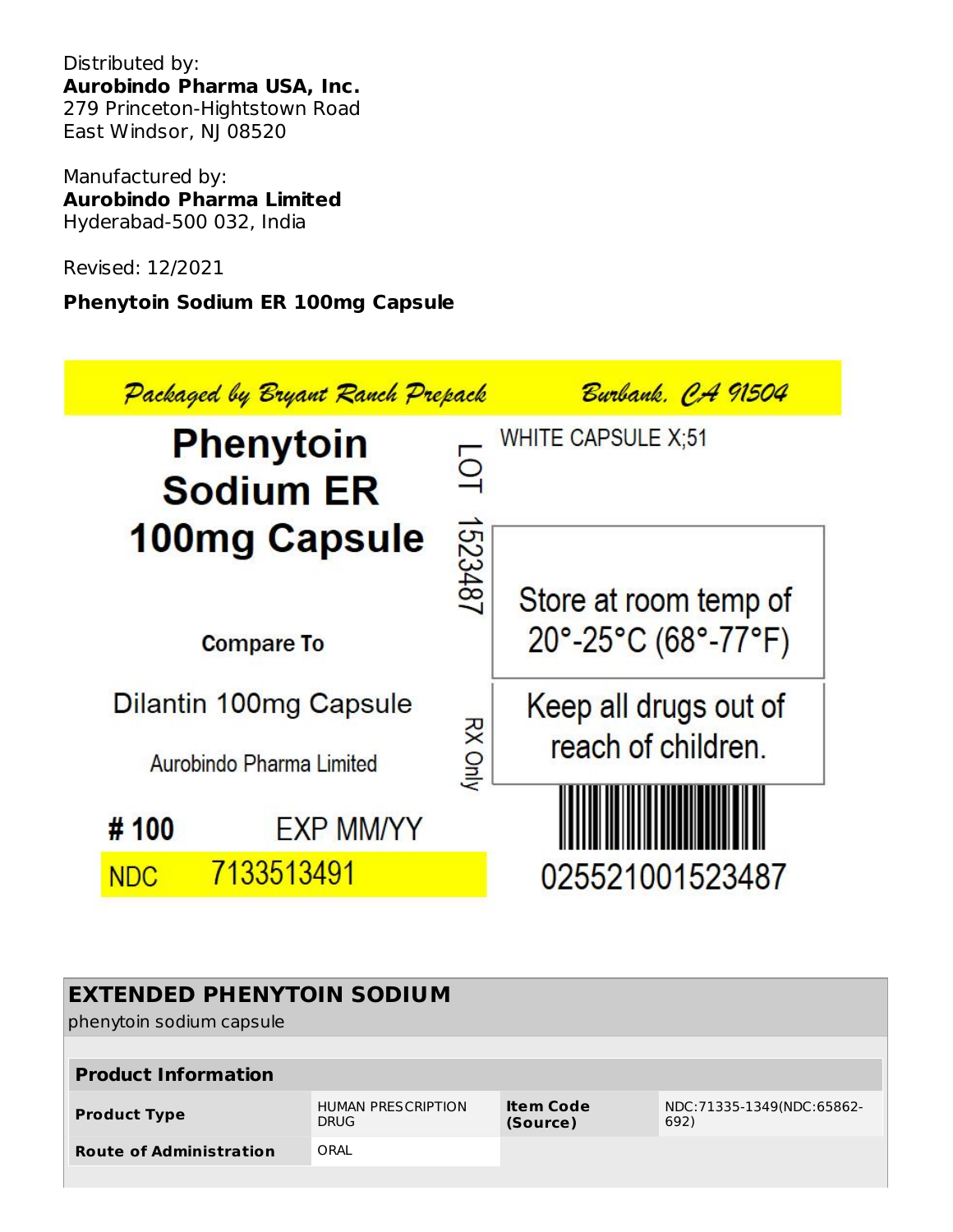Distributed by:
**Aurobindo Pharma USA, Inc.**
279 Princeton-Hightstown Road
East Windsor, NJ 08520

Manufactured by:
**Aurobindo Pharma Limited**
Hyderabad-500 032, India

Revised: 12/2021

**Phenytoin Sodium ER 100mg Capsule**

Packaged by Bryant Ranch Prepack Burbank, CA 91504

**Phenytoin Sodium ER 100mg Capsule**

WHITE CAPSULE X;51

LOT 1523487

Store at room temp of 20°-25°C (68°-77°F)

**Compare To**

Dilantin 100mg Capsule

Aurobindo Pharma Limited

RX Only

Keep all drugs out of reach of children.

**# 100** EXP MM/YY

NDC 7133513491

025521001523487

## EXTENDED PHENYTOIN SODIUM

phenytoin sodium capsule

| Product Information | | | |
|---|---|---|---|
| **Product Type** | HUMAN PRESCRIPTION DRUG | **Item Code (Source)** | NDC:71335-1349(NDC:65862-692) |
| **Route of Administration** | ORAL | | |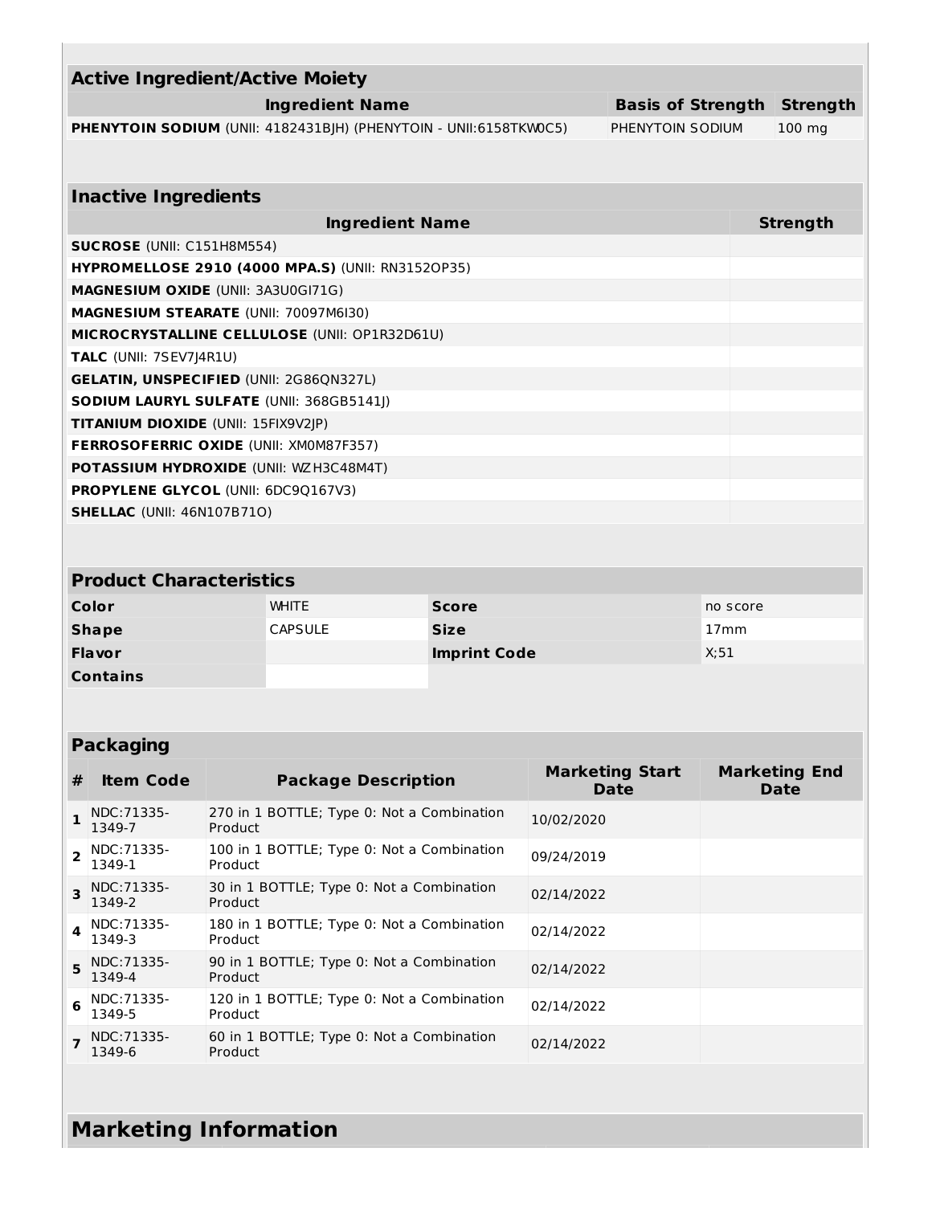| Active Ingredient/Active Moiety | | |
|---|---|---|
| **Ingredient Name** | **Basis of Strength** | **Strength** |
| **PHENYTOIN SODIUM** (UNII: 4182431BJH) (PHENYTOIN - UNII:6158TKW0C5) | PHENYTOIN SODIUM | 100 mg |

| Inactive Ingredients | |
|---|---|
| **Ingredient Name** | **Strength** |
| **SUCROSE** (UNII: C151H8M554) | |
| **HYPROMELLOSE 2910 (4000 MPA.S)** (UNII: RN3152OP35) | |
| **MAGNESIUM OXIDE** (UNII: 3A3U0GI71G) | |
| **MAGNESIUM STEARATE** (UNII: 70097M6I30) | |
| **MICROCRYSTALLINE CELLULOSE** (UNII: OP1R32D61U) | |
| **TALC** (UNII: 7SEV7J4R1U) | |
| **GELATIN, UNSPECIFIED** (UNII: 2G86QN327L) | |
| **SODIUM LAURYL SULFATE** (UNII: 368GB5141J) | |
| **TITANIUM DIOXIDE** (UNII: 15FIX9V2JP) | |
| **FERROSOFERRIC OXIDE** (UNII: XM0M87F357) | |
| **POTASSIUM HYDROXIDE** (UNII: WZH3C48M4T) | |
| **PROPYLENE GLYCOL** (UNII: 6DC9Q167V3) | |
| **SHELLAC** (UNII: 46N107B71O) | |

| Product Characteristics | | | |
|---|---|---|---|
| **Color** | WHITE | **Score** | no score |
| **Shape** | CAPSULE | **Size** | 17mm |
| **Flavor** | | **Imprint Code** | X;51 |
| **Contains** | | | |

| Packaging | | | | |
|---|---|---|---|---|
| **#** | **Item Code** | **Package Description** | **Marketing Start Date** | **Marketing End Date** |
| 1 | NDC:71335-1349-7 | 270 in 1 BOTTLE; Type 0: Not a Combination Product | 10/02/2020 | |
| 2 | NDC:71335-1349-1 | 100 in 1 BOTTLE; Type 0: Not a Combination Product | 09/24/2019 | |
| 3 | NDC:71335-1349-2 | 30 in 1 BOTTLE; Type 0: Not a Combination Product | 02/14/2022 | |
| 4 | NDC:71335-1349-3 | 180 in 1 BOTTLE; Type 0: Not a Combination Product | 02/14/2022 | |
| 5 | NDC:71335-1349-4 | 90 in 1 BOTTLE; Type 0: Not a Combination Product | 02/14/2022 | |
| 6 | NDC:71335-1349-5 | 120 in 1 BOTTLE; Type 0: Not a Combination Product | 02/14/2022 | |
| 7 | NDC:71335-1349-6 | 60 in 1 BOTTLE; Type 0: Not a Combination Product | 02/14/2022 | |

## Marketing Information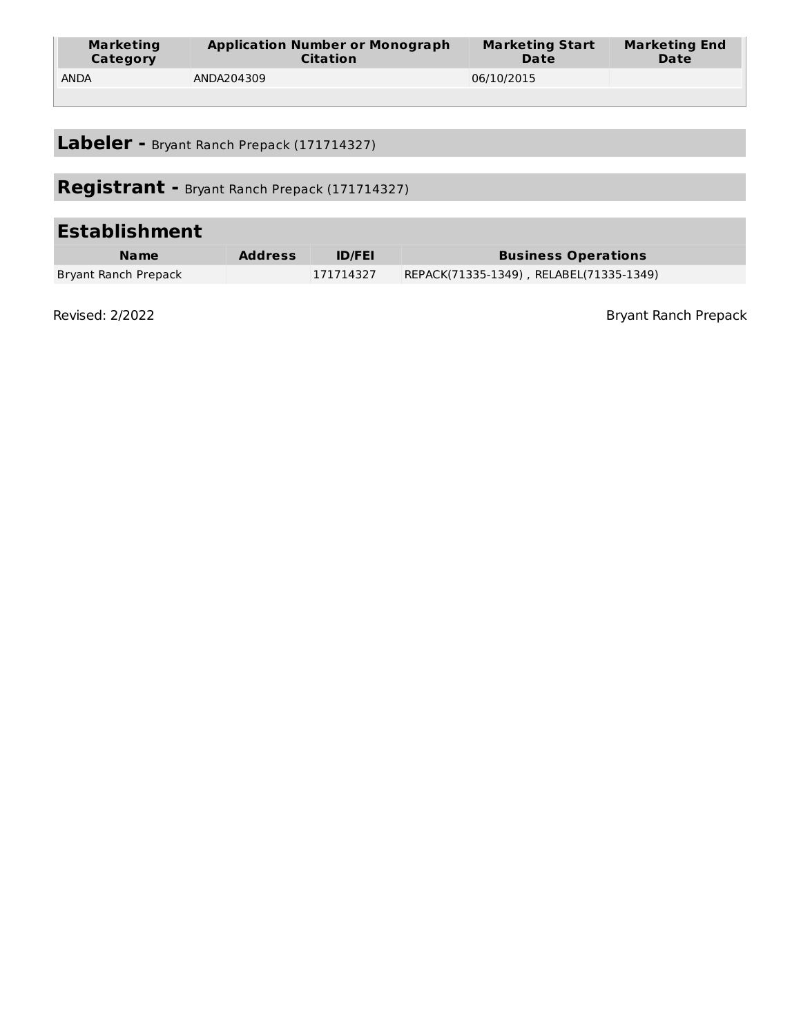| Marketing Category | Application Number or Monograph Citation | Marketing Start Date | Marketing End Date |
| --- | --- | --- | --- |
| ANDA | ANDA204309 | 06/10/2015 | |

## Labeler - Bryant Ranch Prepack (171714327)

## Registrant - Bryant Ranch Prepack (171714327)

## Establishment

| Name | Address | ID/FEI | Business Operations |
| --- | --- | --- | --- |
| Bryant Ranch Prepack | | 171714327 | REPACK(71335-1349) , RELABEL(71335-1349) |

Revised: 2/2022

Bryant Ranch Prepack